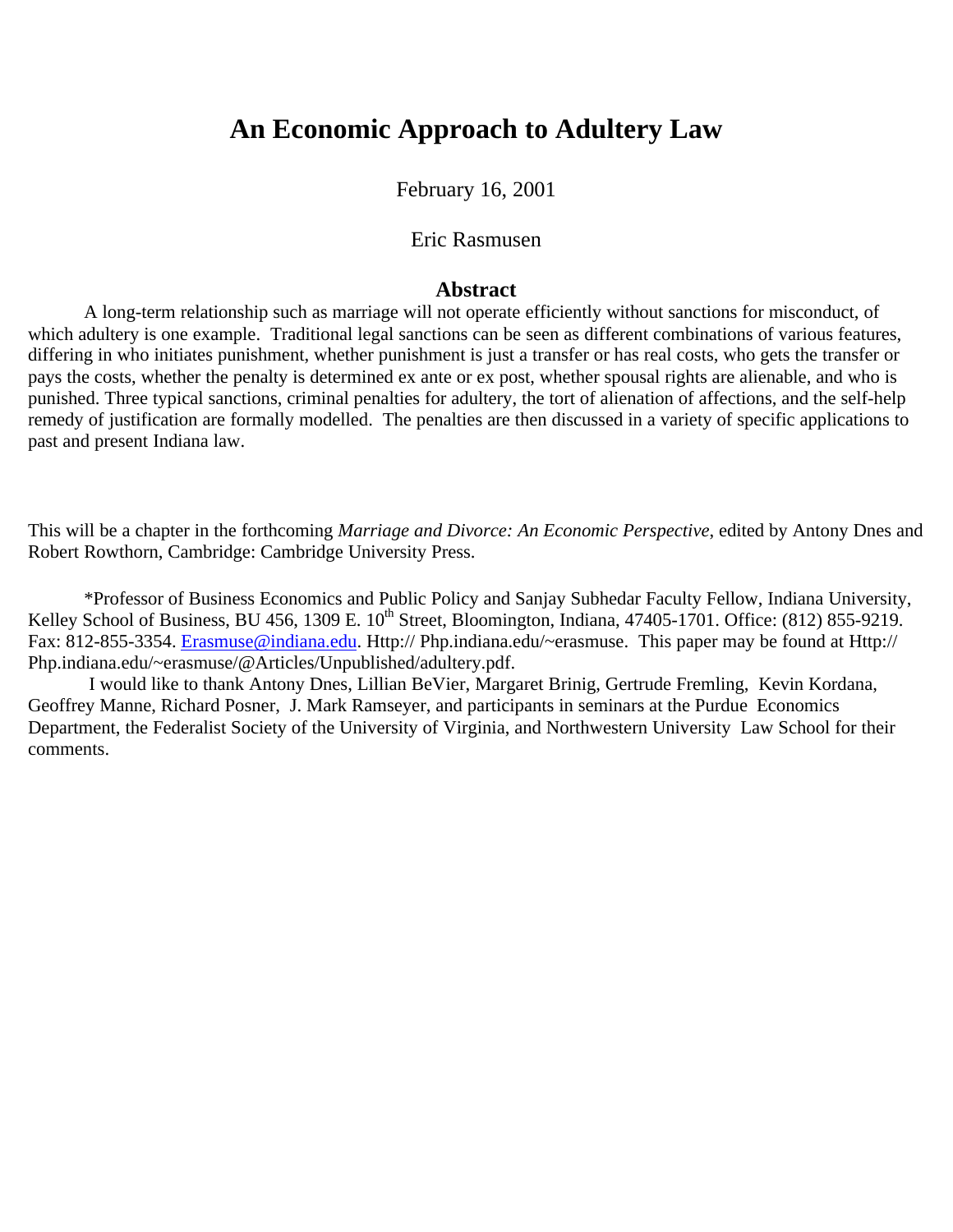# An Economic Approach to Adultery Law

February 16, 2001

Eric Rasmusen

## Abstract

A long-term relationship such as marriage will not operate efficiently without sanctions for misconduct, of which adultery is one example. Traditional legal sanctions can be seen as different combinations of various features, differing in who initiates punishment, whether punishment is just a transfer or has real costs, who gets the transfer or pays the costs, whether the penalty is determined ex ante or ex post, whether spousal rights are alienable, and who is punished. Three typical sanctions, criminal penalties for adultery, the tort of alienation of affections, and the self-help remedy of justification are formally modelled. The penalties are then discussed in a variety of specific applications to past and present Indiana law.

This will be a chapter in the forthcoming *Marriage and Divorce: An Economic Perspective*, edited by Antony Dnes and Robert Rowthorn, Cambridge: Cambridge University Press.

*Professor of Business Economics and Public Policy and Sanjay Subhedar Faculty Fellow, Indiana University, Kelley School of Business, BU 456, 1309 E. 10th Street, Bloomington, Indiana, 47405-1701. Office: (812) 855-9219. Fax: 812-855-3354. Erasmuse@indiana.edu. Http:// Php.indiana.edu/~erasmuse. This paper may be found at Http:// Php.indiana.edu/~erasmuse/@Articles/Unpublished/adultery.pdf.

I would like to thank Antony Dnes, Lillian BeVier, Margaret Brinig, Gertrude Fremling, Kevin Kordana, Geoffrey Manne, Richard Posner, J. Mark Ramseyer, and participants in seminars at the Purdue Economics Department, the Federalist Society of the University of Virginia, and Northwestern University Law School for their comments.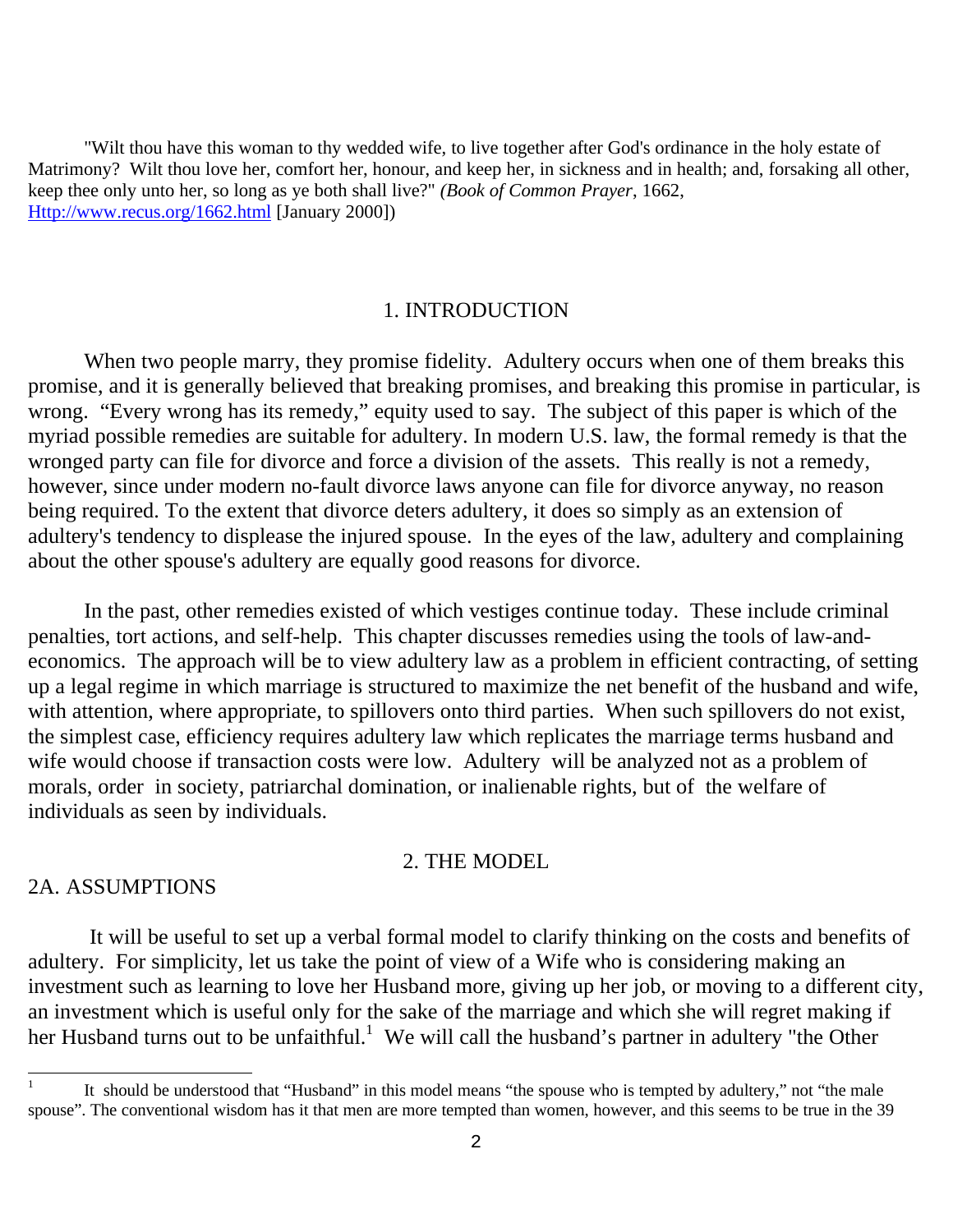"Wilt thou have this woman to thy wedded wife, to live together after God's ordinance in the holy estate of Matrimony? Wilt thou love her, comfort her, honour, and keep her, in sickness and in health; and, forsaking all other, keep thee only unto her, so long as ye both shall live?" *(Book of Common Prayer*, 1662, [Http://www.recus.org/1662.html](Http://www.recus.org/1662.html) [January 2000])

## 1. INTRODUCTION

When two people marry, they promise fidelity. Adultery occurs when one of them breaks this promise, and it is generally believed that breaking promises, and breaking this promise in particular, is wrong. "Every wrong has its remedy," equity used to say. The subject of this paper is which of the myriad possible remedies are suitable for adultery. In modern U.S. law, the formal remedy is that the wronged party can file for divorce and force a division of the assets. This really is not a remedy, however, since under modern no-fault divorce laws anyone can file for divorce anyway, no reason being required. To the extent that divorce deters adultery, it does so simply as an extension of adultery's tendency to displease the injured spouse. In the eyes of the law, adultery and complaining about the other spouse's adultery are equally good reasons for divorce.

In the past, other remedies existed of which vestiges continue today. These include criminal penalties, tort actions, and self-help. This chapter discusses remedies using the tools of law-and-economics. The approach will be to view adultery law as a problem in efficient contracting, of setting up a legal regime in which marriage is structured to maximize the net benefit of the husband and wife, with attention, where appropriate, to spillovers onto third parties. When such spillovers do not exist, the simplest case, efficiency requires adultery law which replicates the marriage terms husband and wife would choose if transaction costs were low. Adultery will be analyzed not as a problem of morals, order in society, patriarchal domination, or inalienable rights, but of the welfare of individuals as seen by individuals.

## 2. THE MODEL

### 2A. ASSUMPTIONS

It will be useful to set up a verbal formal model to clarify thinking on the costs and benefits of adultery. For simplicity, let us take the point of view of a Wife who is considering making an investment such as learning to love her Husband more, giving up her job, or moving to a different city, an investment which is useful only for the sake of the marriage and which she will regret making if her Husband turns out to be unfaithful.[1] We will call the husband's partner in adultery "the Other

[1] It should be understood that "Husband" in this model means "the spouse who is tempted by adultery," not "the male spouse". The conventional wisdom has it that men are more tempted than women, however, and this seems to be true in the 39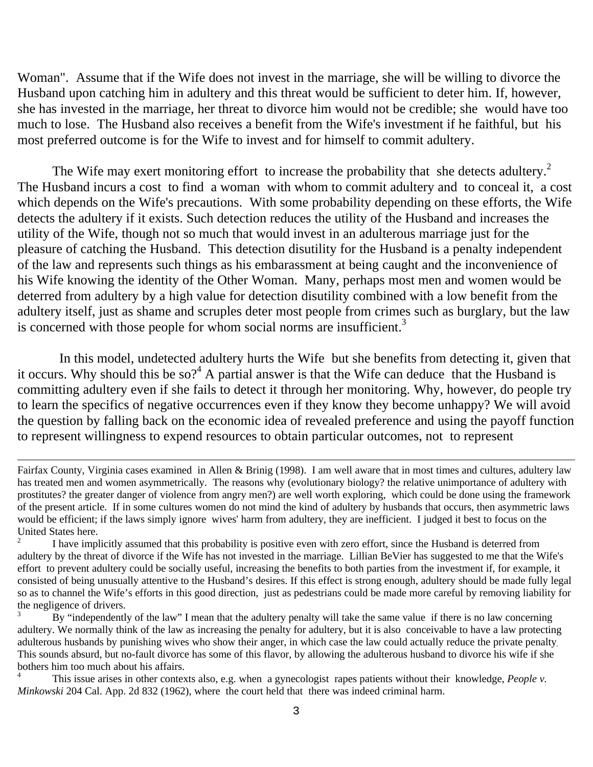Woman". Assume that if the Wife does not invest in the marriage, she will be willing to divorce the Husband upon catching him in adultery and this threat would be sufficient to deter him. If, however, she has invested in the marriage, her threat to divorce him would not be credible; she would have too much to lose. The Husband also receives a benefit from the Wife's investment if he faithful, but his most preferred outcome is for the Wife to invest and for himself to commit adultery.

The Wife may exert monitoring effort to increase the probability that she detects adultery.[2] The Husband incurs a cost to find a woman with whom to commit adultery and to conceal it, a cost which depends on the Wife's precautions. With some probability depending on these efforts, the Wife detects the adultery if it exists. Such detection reduces the utility of the Husband and increases the utility of the Wife, though not so much that would invest in an adulterous marriage just for the pleasure of catching the Husband. This detection disutility for the Husband is a penalty independent of the law and represents such things as his embarassment at being caught and the inconvenience of his Wife knowing the identity of the Other Woman. Many, perhaps most men and women would be deterred from adultery by a high value for detection disutility combined with a low benefit from the adultery itself, just as shame and scruples deter most people from crimes such as burglary, but the law is concerned with those people for whom social norms are insufficient.[3]

In this model, undetected adultery hurts the Wife but she benefits from detecting it, given that it occurs. Why should this be so?[4] A partial answer is that the Wife can deduce that the Husband is committing adultery even if she fails to detect it through her monitoring. Why, however, do people try to learn the specifics of negative occurrences even if they know they become unhappy? We will avoid the question by falling back on the economic idea of revealed preference and using the payoff function to represent willingness to expend resources to obtain particular outcomes, not to represent

---

Fairfax County, Virginia cases examined in Allen & Brinig (1998). I am well aware that in most times and cultures, adultery law has treated men and women asymmetrically. The reasons why (evolutionary biology? the relative unimportance of adultery with prostitutes? the greater danger of violence from angry men?) are well worth exploring, which could be done using the framework of the present article. If in some cultures women do not mind the kind of adultery by husbands that occurs, then asymmetric laws would be efficient; if the laws simply ignore wives' harm from adultery, they are inefficient. I judged it best to focus on the United States here.

[2] I have implicitly assumed that this probability is positive even with zero effort, since the Husband is deterred from adultery by the threat of divorce if the Wife has not invested in the marriage. Lillian BeVier has suggested to me that the Wife's effort to prevent adultery could be socially useful, increasing the benefits to both parties from the investment if, for example, it consisted of being unusually attentive to the Husband's desires. If this effect is strong enough, adultery should be made fully legal so as to channel the Wife's efforts in this good direction, just as pedestrians could be made more careful by removing liability for the negligence of drivers.

[3] By "independently of the law" I mean that the adultery penalty will take the same value if there is no law concerning adultery. We normally think of the law as increasing the penalty for adultery, but it is also conceivable to have a law protecting adulterous husbands by punishing wives who show their anger, in which case the law could actually reduce the private penalty. This sounds absurd, but no-fault divorce has some of this flavor, by allowing the adulterous husband to divorce his wife if she bothers him too much about his affairs.

[4] This issue arises in other contexts also, e.g. when a gynecologist rapes patients without their knowledge, *People v. Minkowski* 204 Cal. App. 2d 832 (1962), where the court held that there was indeed criminal harm.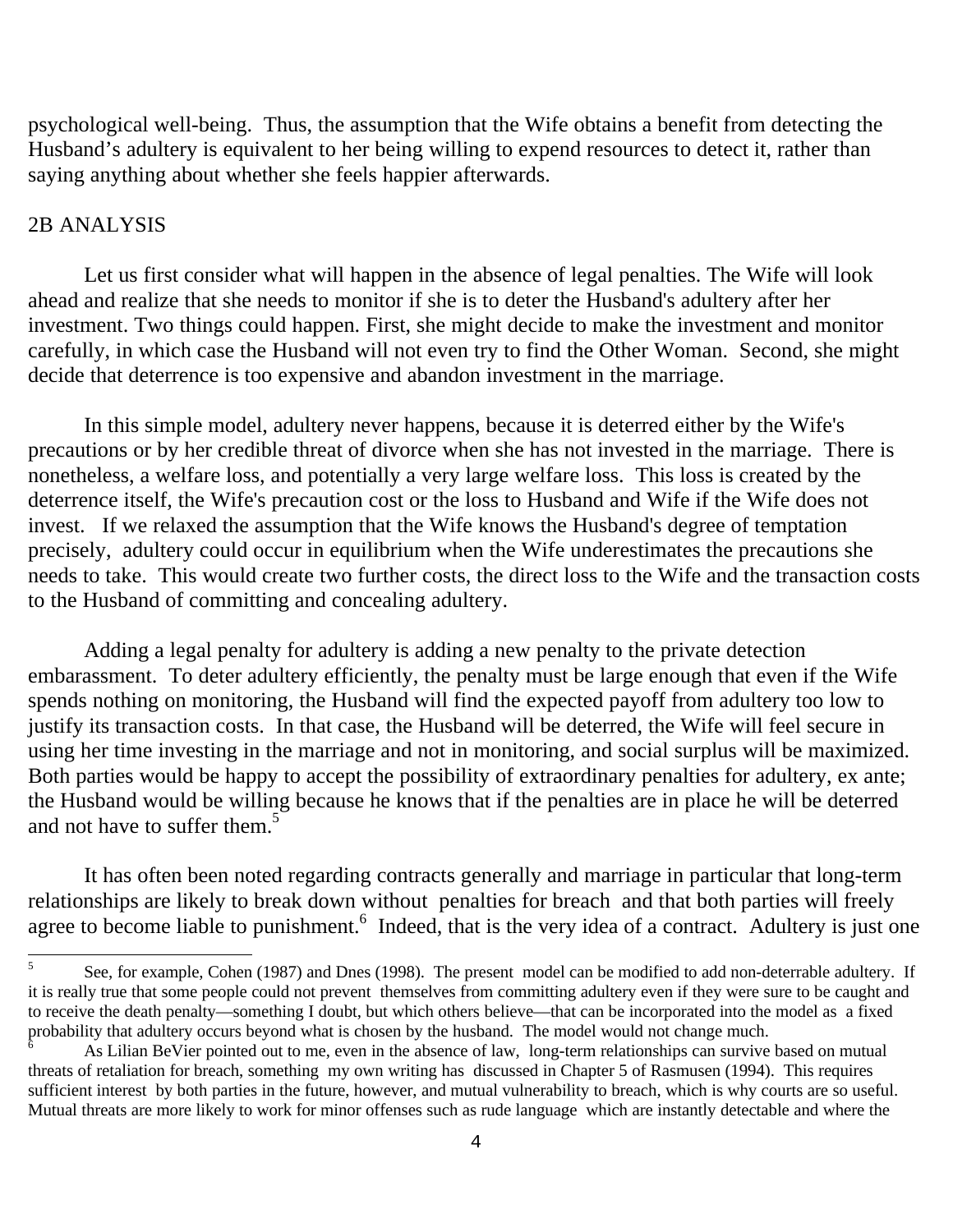psychological well-being. Thus, the assumption that the Wife obtains a benefit from detecting the Husband's adultery is equivalent to her being willing to expend resources to detect it, rather than saying anything about whether she feels happier afterwards.

## 2B ANALYSIS

Let us first consider what will happen in the absence of legal penalties. The Wife will look ahead and realize that she needs to monitor if she is to deter the Husband's adultery after her investment. Two things could happen. First, she might decide to make the investment and monitor carefully, in which case the Husband will not even try to find the Other Woman. Second, she might decide that deterrence is too expensive and abandon investment in the marriage.

In this simple model, adultery never happens, because it is deterred either by the Wife's precautions or by her credible threat of divorce when she has not invested in the marriage. There is nonetheless, a welfare loss, and potentially a very large welfare loss. This loss is created by the deterrence itself, the Wife's precaution cost or the loss to Husband and Wife if the Wife does not invest. If we relaxed the assumption that the Wife knows the Husband's degree of temptation precisely, adultery could occur in equilibrium when the Wife underestimates the precautions she needs to take. This would create two further costs, the direct loss to the Wife and the transaction costs to the Husband of committing and concealing adultery.

Adding a legal penalty for adultery is adding a new penalty to the private detection embarassment. To deter adultery efficiently, the penalty must be large enough that even if the Wife spends nothing on monitoring, the Husband will find the expected payoff from adultery too low to justify its transaction costs. In that case, the Husband will be deterred, the Wife will feel secure in using her time investing in the marriage and not in monitoring, and social surplus will be maximized. Both parties would be happy to accept the possibility of extraordinary penalties for adultery, ex ante; the Husband would be willing because he knows that if the penalties are in place he will be deterred and not have to suffer them.[5]

It has often been noted regarding contracts generally and marriage in particular that long-term relationships are likely to break down without penalties for breach and that both parties will freely agree to become liable to punishment.[6] Indeed, that is the very idea of a contract. Adultery is just one

---

[5] See, for example, Cohen (1987) and Dnes (1998). The present model can be modified to add non-deterrable adultery. If it is really true that some people could not prevent themselves from committing adultery even if they were sure to be caught and to receive the death penalty—something I doubt, but which others believe—that can be incorporated into the model as a fixed probability that adultery occurs beyond what is chosen by the husband. The model would not change much.

[6] As Lilian BeVier pointed out to me, even in the absence of law, long-term relationships can survive based on mutual threats of retaliation for breach, something my own writing has discussed in Chapter 5 of Rasmusen (1994). This requires sufficient interest by both parties in the future, however, and mutual vulnerability to breach, which is why courts are so useful. Mutual threats are more likely to work for minor offenses such as rude language which are instantly detectable and where the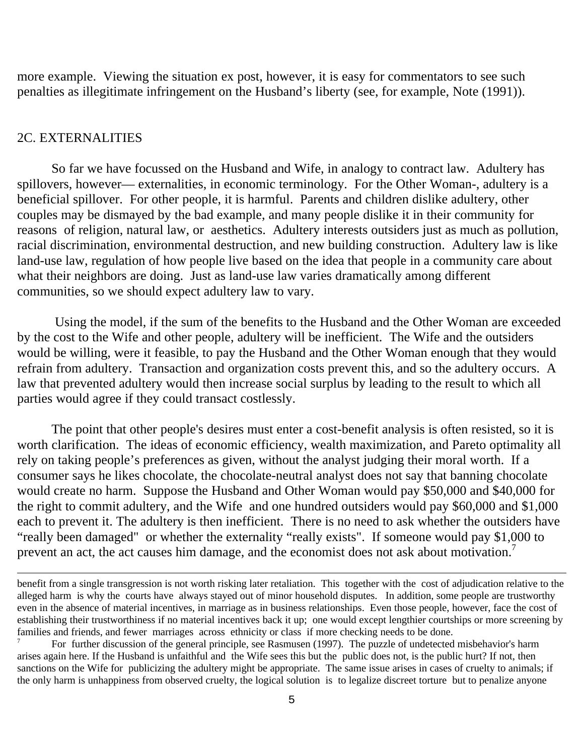more example. Viewing the situation ex post, however, it is easy for commentators to see such penalties as illegitimate infringement on the Husband's liberty (see, for example, Note (1991)).

## 2C. EXTERNALITIES

So far we have focussed on the Husband and Wife, in analogy to contract law. Adultery has spillovers, however— externalities, in economic terminology. For the Other Woman-, adultery is a beneficial spillover. For other people, it is harmful. Parents and children dislike adultery, other couples may be dismayed by the bad example, and many people dislike it in their community for reasons of religion, natural law, or aesthetics. Adultery interests outsiders just as much as pollution, racial discrimination, environmental destruction, and new building construction. Adultery law is like land-use law, regulation of how people live based on the idea that people in a community care about what their neighbors are doing. Just as land-use law varies dramatically among different communities, so we should expect adultery law to vary.

Using the model, if the sum of the benefits to the Husband and the Other Woman are exceeded by the cost to the Wife and other people, adultery will be inefficient. The Wife and the outsiders would be willing, were it feasible, to pay the Husband and the Other Woman enough that they would refrain from adultery. Transaction and organization costs prevent this, and so the adultery occurs. A law that prevented adultery would then increase social surplus by leading to the result to which all parties would agree if they could transact costlessly.

The point that other people's desires must enter a cost-benefit analysis is often resisted, so it is worth clarification. The ideas of economic efficiency, wealth maximization, and Pareto optimality all rely on taking people's preferences as given, without the analyst judging their moral worth. If a consumer says he likes chocolate, the chocolate-neutral analyst does not say that banning chocolate would create no harm. Suppose the Husband and Other Woman would pay $50,000 and $40,000 for the right to commit adultery, and the Wife and one hundred outsiders would pay $60,000 and $1,000 each to prevent it. The adultery is then inefficient. There is no need to ask whether the outsiders have "really been damaged" or whether the externality "really exists". If someone would pay $1,000 to prevent an act, the act causes him damage, and the economist does not ask about motivation.[7]

---

benefit from a single transgression is not worth risking later retaliation. This together with the cost of adjudication relative to the alleged harm is why the courts have always stayed out of minor household disputes. In addition, some people are trustworthy even in the absence of material incentives, in marriage as in business relationships. Even those people, however, face the cost of establishing their trustworthiness if no material incentives back it up; one would except lengthier courtships or more screening by families and friends, and fewer marriages across ethnicity or class if more checking needs to be done.

[7] For further discussion of the general principle, see Rasmusen (1997). The puzzle of undetected misbehavior's harm arises again here. If the Husband is unfaithful and the Wife sees this but the public does not, is the public hurt? If not, then sanctions on the Wife for publicizing the adultery might be appropriate. The same issue arises in cases of cruelty to animals; if the only harm is unhappiness from observed cruelty, the logical solution is to legalize discreet torture but to penalize anyone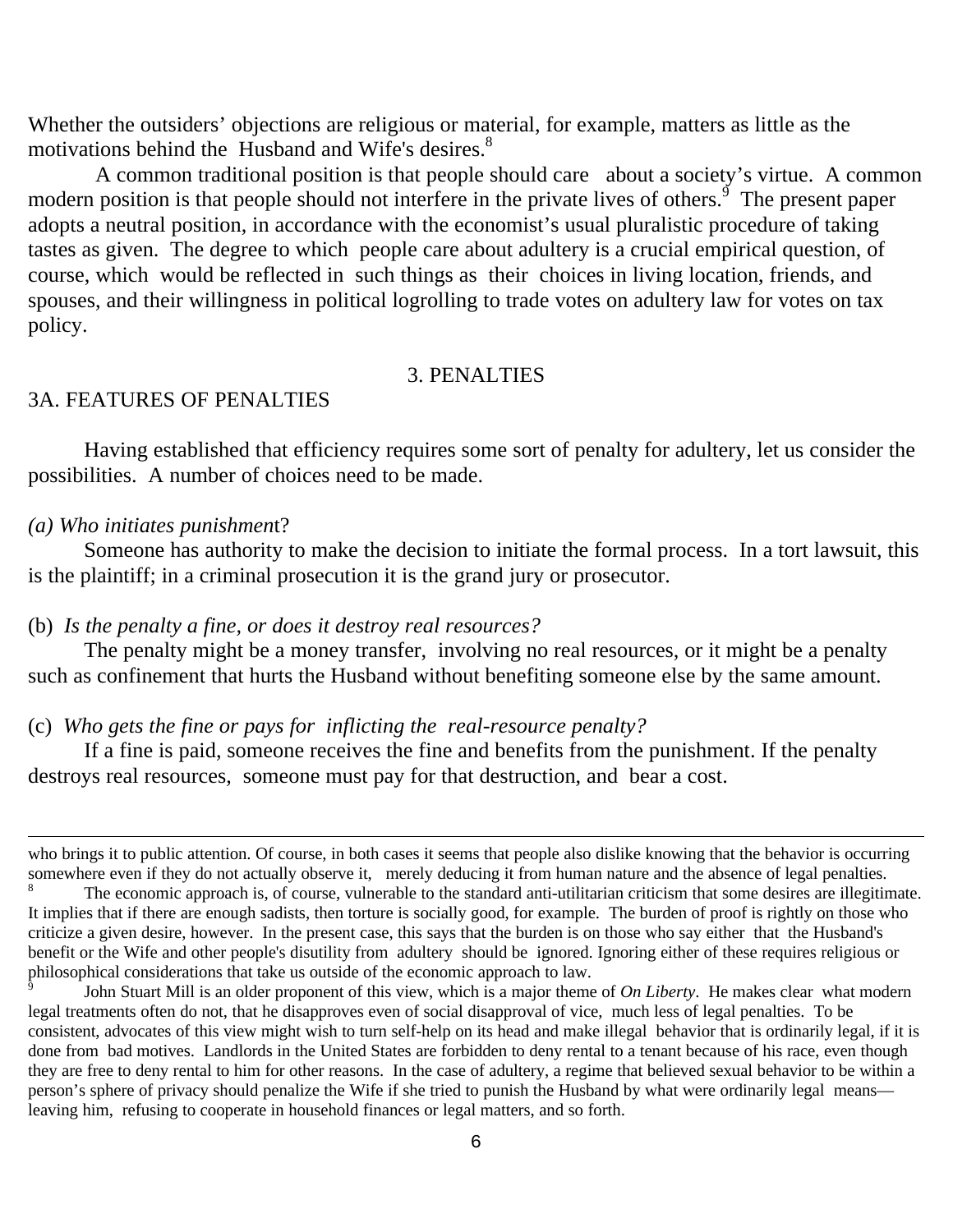Whether the outsiders' objections are religious or material, for example, matters as little as the motivations behind the Husband and Wife's desires.[8]

A common traditional position is that people should care about a society's virtue. A common modern position is that people should not interfere in the private lives of others.[9] The present paper adopts a neutral position, in accordance with the economist's usual pluralistic procedure of taking tastes as given. The degree to which people care about adultery is a crucial empirical question, of course, which would be reflected in such things as their choices in living location, friends, and spouses, and their willingness in political logrolling to trade votes on adultery law for votes on tax policy.

## 3. PENALTIES

### 3A. FEATURES OF PENALTIES

Having established that efficiency requires some sort of penalty for adultery, let us consider the possibilities. A number of choices need to be made.

*(a) Who initiates punishment?*

Someone has authority to make the decision to initiate the formal process. In a tort lawsuit, this is the plaintiff; in a criminal prosecution it is the grand jury or prosecutor.

(b) *Is the penalty a fine, or does it destroy real resources?*

The penalty might be a money transfer, involving no real resources, or it might be a penalty such as confinement that hurts the Husband without benefiting someone else by the same amount.

(c) *Who gets the fine or pays for inflicting the real-resource penalty?*

If a fine is paid, someone receives the fine and benefits from the punishment. If the penalty destroys real resources, someone must pay for that destruction, and bear a cost.

---

who brings it to public attention. Of course, in both cases it seems that people also dislike knowing that the behavior is occurring somewhere even if they do not actually observe it, merely deducing it from human nature and the absence of legal penalties.

[8] The economic approach is, of course, vulnerable to the standard anti-utilitarian criticism that some desires are illegitimate. It implies that if there are enough sadists, then torture is socially good, for example. The burden of proof is rightly on those who criticize a given desire, however. In the present case, this says that the burden is on those who say either that the Husband's benefit or the Wife and other people's disutility from adultery should be ignored. Ignoring either of these requires religious or philosophical considerations that take us outside of the economic approach to law.

[9] John Stuart Mill is an older proponent of this view, which is a major theme of *On Liberty*. He makes clear what modern legal treatments often do not, that he disapproves even of social disapproval of vice, much less of legal penalties. To be consistent, advocates of this view might wish to turn self-help on its head and make illegal behavior that is ordinarily legal, if it is done from bad motives. Landlords in the United States are forbidden to deny rental to a tenant because of his race, even though they are free to deny rental to him for other reasons. In the case of adultery, a regime that believed sexual behavior to be within a person's sphere of privacy should penalize the Wife if she tried to punish the Husband by what were ordinarily legal means—leaving him, refusing to cooperate in household finances or legal matters, and so forth.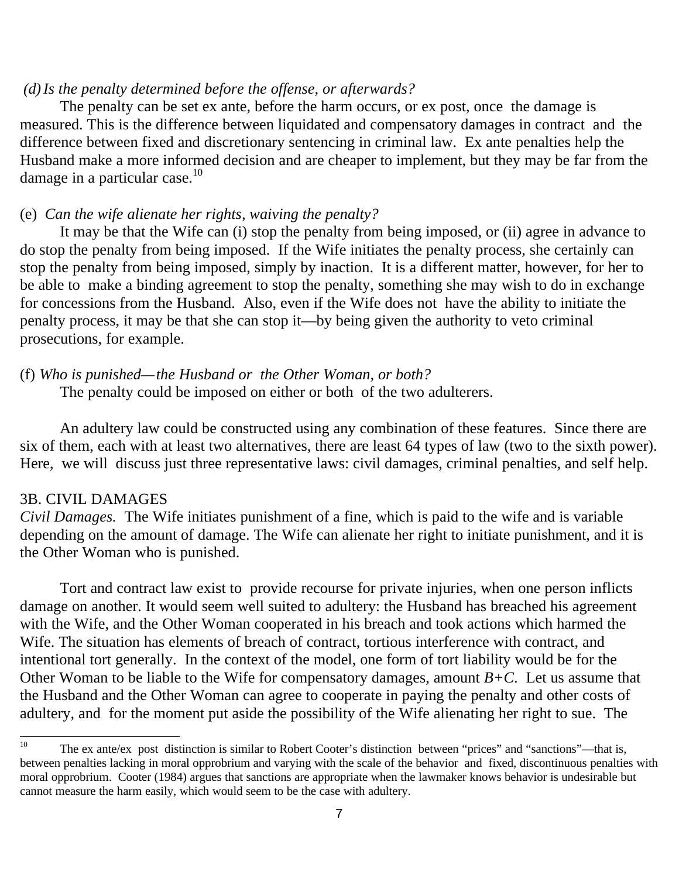*(d) Is the penalty determined before the offense, or afterwards?*

The penalty can be set ex ante, before the harm occurs, or ex post, once the damage is measured. This is the difference between liquidated and compensatory damages in contract and the difference between fixed and discretionary sentencing in criminal law. Ex ante penalties help the Husband make a more informed decision and are cheaper to implement, but they may be far from the damage in a particular case.[10]

(e) *Can the wife alienate her rights, waiving the penalty?*

It may be that the Wife can (i) stop the penalty from being imposed, or (ii) agree in advance to do stop the penalty from being imposed. If the Wife initiates the penalty process, she certainly can stop the penalty from being imposed, simply by inaction. It is a different matter, however, for her to be able to make a binding agreement to stop the penalty, something she may wish to do in exchange for concessions from the Husband. Also, even if the Wife does not have the ability to initiate the penalty process, it may be that she can stop it—by being given the authority to veto criminal prosecutions, for example.

(f) *Who is punished—the Husband or the Other Woman, or both?*

The penalty could be imposed on either or both of the two adulterers.

An adultery law could be constructed using any combination of these features. Since there are six of them, each with at least two alternatives, there are least 64 types of law (two to the sixth power). Here, we will discuss just three representative laws: civil damages, criminal penalties, and self help.

## 3B. CIVIL DAMAGES

*Civil Damages.* The Wife initiates punishment of a fine, which is paid to the wife and is variable depending on the amount of damage. The Wife can alienate her right to initiate punishment, and it is the Other Woman who is punished.

Tort and contract law exist to provide recourse for private injuries, when one person inflicts damage on another. It would seem well suited to adultery: the Husband has breached his agreement with the Wife, and the Other Woman cooperated in his breach and took actions which harmed the Wife. The situation has elements of breach of contract, tortious interference with contract, and intentional tort generally. In the context of the model, one form of tort liability would be for the Other Woman to be liable to the Wife for compensatory damages, amount $B+C$. Let us assume that the Husband and the Other Woman can agree to cooperate in paying the penalty and other costs of adultery, and for the moment put aside the possibility of the Wife alienating her right to sue. The

---

[10] The ex ante/ex post distinction is similar to Robert Cooter's distinction between "prices" and "sanctions"—that is, between penalties lacking in moral opprobrium and varying with the scale of the behavior and fixed, discontinuous penalties with moral opprobrium. Cooter (1984) argues that sanctions are appropriate when the lawmaker knows behavior is undesirable but cannot measure the harm easily, which would seem to be the case with adultery.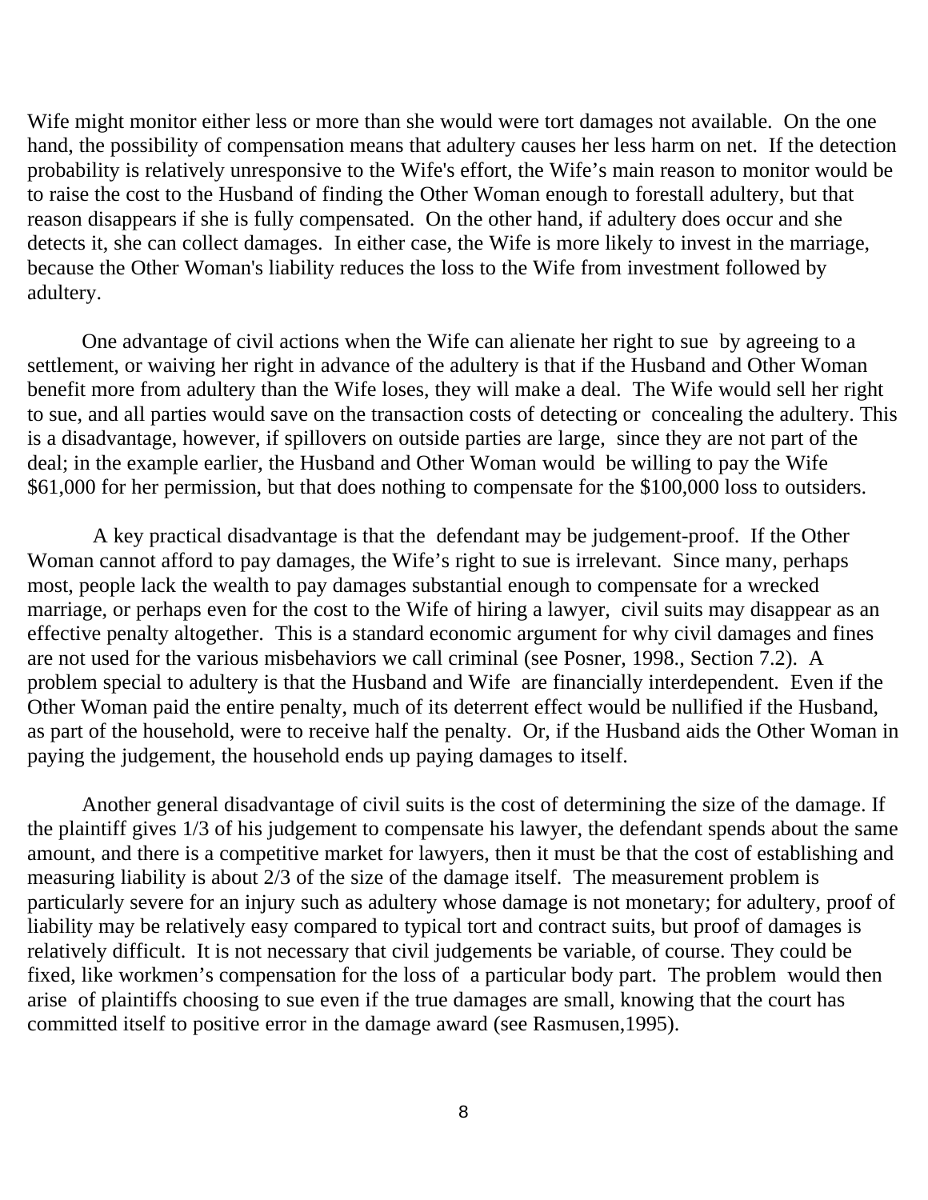Wife might monitor either less or more than she would were tort damages not available. On the one hand, the possibility of compensation means that adultery causes her less harm on net. If the detection probability is relatively unresponsive to the Wife's effort, the Wife's main reason to monitor would be to raise the cost to the Husband of finding the Other Woman enough to forestall adultery, but that reason disappears if she is fully compensated. On the other hand, if adultery does occur and she detects it, she can collect damages. In either case, the Wife is more likely to invest in the marriage, because the Other Woman's liability reduces the loss to the Wife from investment followed by adultery.

One advantage of civil actions when the Wife can alienate her right to sue by agreeing to a settlement, or waiving her right in advance of the adultery is that if the Husband and Other Woman benefit more from adultery than the Wife loses, they will make a deal. The Wife would sell her right to sue, and all parties would save on the transaction costs of detecting or concealing the adultery. This is a disadvantage, however, if spillovers on outside parties are large, since they are not part of the deal; in the example earlier, the Husband and Other Woman would be willing to pay the Wife $61,000 for her permission, but that does nothing to compensate for the $100,000 loss to outsiders.

A key practical disadvantage is that the defendant may be judgement-proof. If the Other Woman cannot afford to pay damages, the Wife's right to sue is irrelevant. Since many, perhaps most, people lack the wealth to pay damages substantial enough to compensate for a wrecked marriage, or perhaps even for the cost to the Wife of hiring a lawyer, civil suits may disappear as an effective penalty altogether. This is a standard economic argument for why civil damages and fines are not used for the various misbehaviors we call criminal (see Posner, 1998., Section 7.2). A problem special to adultery is that the Husband and Wife are financially interdependent. Even if the Other Woman paid the entire penalty, much of its deterrent effect would be nullified if the Husband, as part of the household, were to receive half the penalty. Or, if the Husband aids the Other Woman in paying the judgement, the household ends up paying damages to itself.

Another general disadvantage of civil suits is the cost of determining the size of the damage. If the plaintiff gives 1/3 of his judgement to compensate his lawyer, the defendant spends about the same amount, and there is a competitive market for lawyers, then it must be that the cost of establishing and measuring liability is about 2/3 of the size of the damage itself. The measurement problem is particularly severe for an injury such as adultery whose damage is not monetary; for adultery, proof of liability may be relatively easy compared to typical tort and contract suits, but proof of damages is relatively difficult. It is not necessary that civil judgements be variable, of course. They could be fixed, like workmen's compensation for the loss of a particular body part. The problem would then arise of plaintiffs choosing to sue even if the true damages are small, knowing that the court has committed itself to positive error in the damage award (see Rasmusen,1995).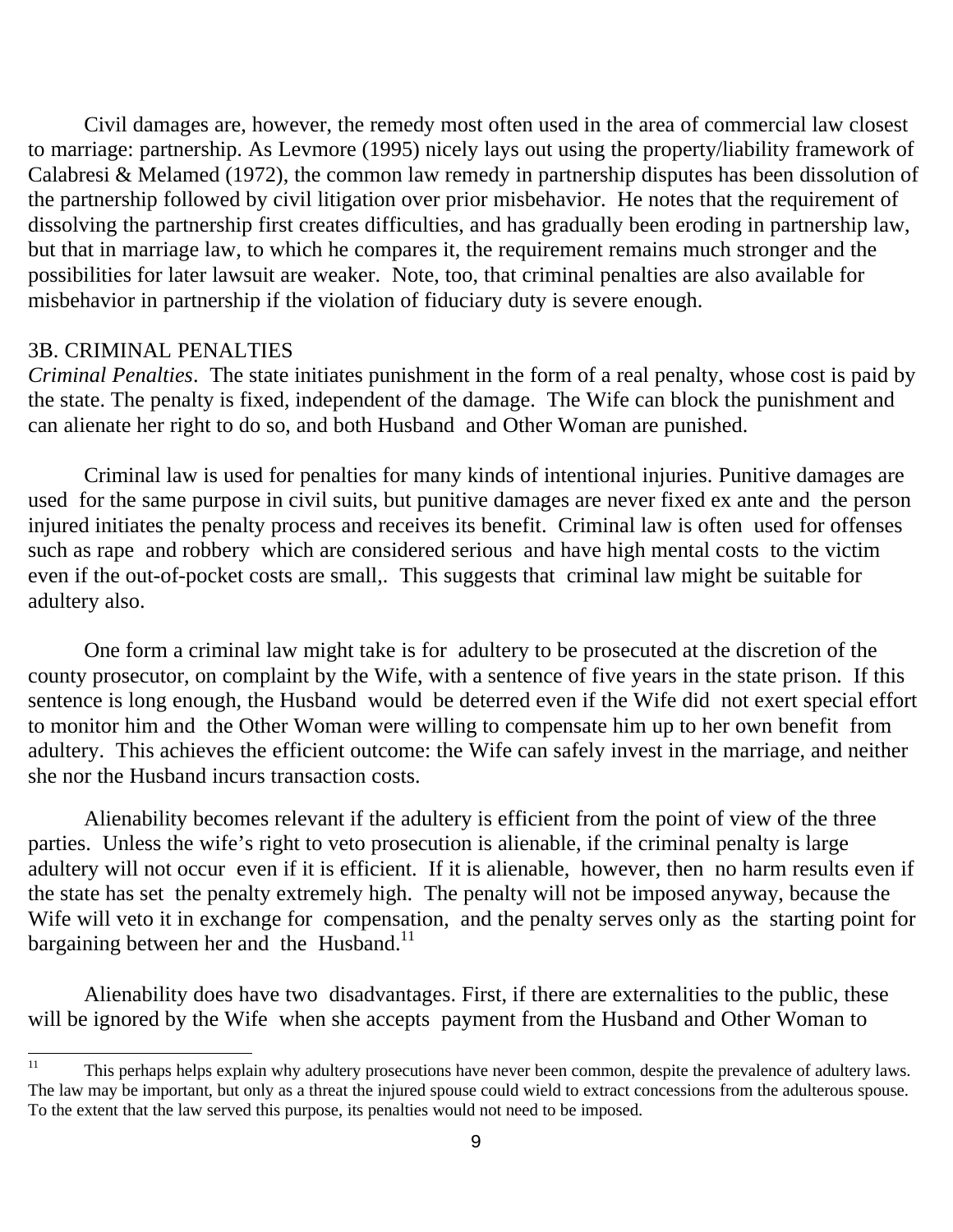Civil damages are, however, the remedy most often used in the area of commercial law closest to marriage: partnership. As Levmore (1995) nicely lays out using the property/liability framework of Calabresi & Melamed (1972), the common law remedy in partnership disputes has been dissolution of the partnership followed by civil litigation over prior misbehavior. He notes that the requirement of dissolving the partnership first creates difficulties, and has gradually been eroding in partnership law, but that in marriage law, to which he compares it, the requirement remains much stronger and the possibilities for later lawsuit are weaker. Note, too, that criminal penalties are also available for misbehavior in partnership if the violation of fiduciary duty is severe enough.

### 3B. CRIMINAL PENALTIES

*Criminal Penalties*. The state initiates punishment in the form of a real penalty, whose cost is paid by the state. The penalty is fixed, independent of the damage. The Wife can block the punishment and can alienate her right to do so, and both Husband and Other Woman are punished.

Criminal law is used for penalties for many kinds of intentional injuries. Punitive damages are used for the same purpose in civil suits, but punitive damages are never fixed ex ante and the person injured initiates the penalty process and receives its benefit. Criminal law is often used for offenses such as rape and robbery which are considered serious and have high mental costs to the victim even if the out-of-pocket costs are small,. This suggests that criminal law might be suitable for adultery also.

One form a criminal law might take is for adultery to be prosecuted at the discretion of the county prosecutor, on complaint by the Wife, with a sentence of five years in the state prison. If this sentence is long enough, the Husband would be deterred even if the Wife did not exert special effort to monitor him and the Other Woman were willing to compensate him up to her own benefit from adultery. This achieves the efficient outcome: the Wife can safely invest in the marriage, and neither she nor the Husband incurs transaction costs.

Alienability becomes relevant if the adultery is efficient from the point of view of the three parties. Unless the wife's right to veto prosecution is alienable, if the criminal penalty is large adultery will not occur even if it is efficient. If it is alienable, however, then no harm results even if the state has set the penalty extremely high. The penalty will not be imposed anyway, because the Wife will veto it in exchange for compensation, and the penalty serves only as the starting point for bargaining between her and the Husband.[11]

Alienability does have two disadvantages. First, if there are externalities to the public, these will be ignored by the Wife when she accepts payment from the Husband and Other Woman to

---

[11] This perhaps helps explain why adultery prosecutions have never been common, despite the prevalence of adultery laws. The law may be important, but only as a threat the injured spouse could wield to extract concessions from the adulterous spouse. To the extent that the law served this purpose, its penalties would not need to be imposed.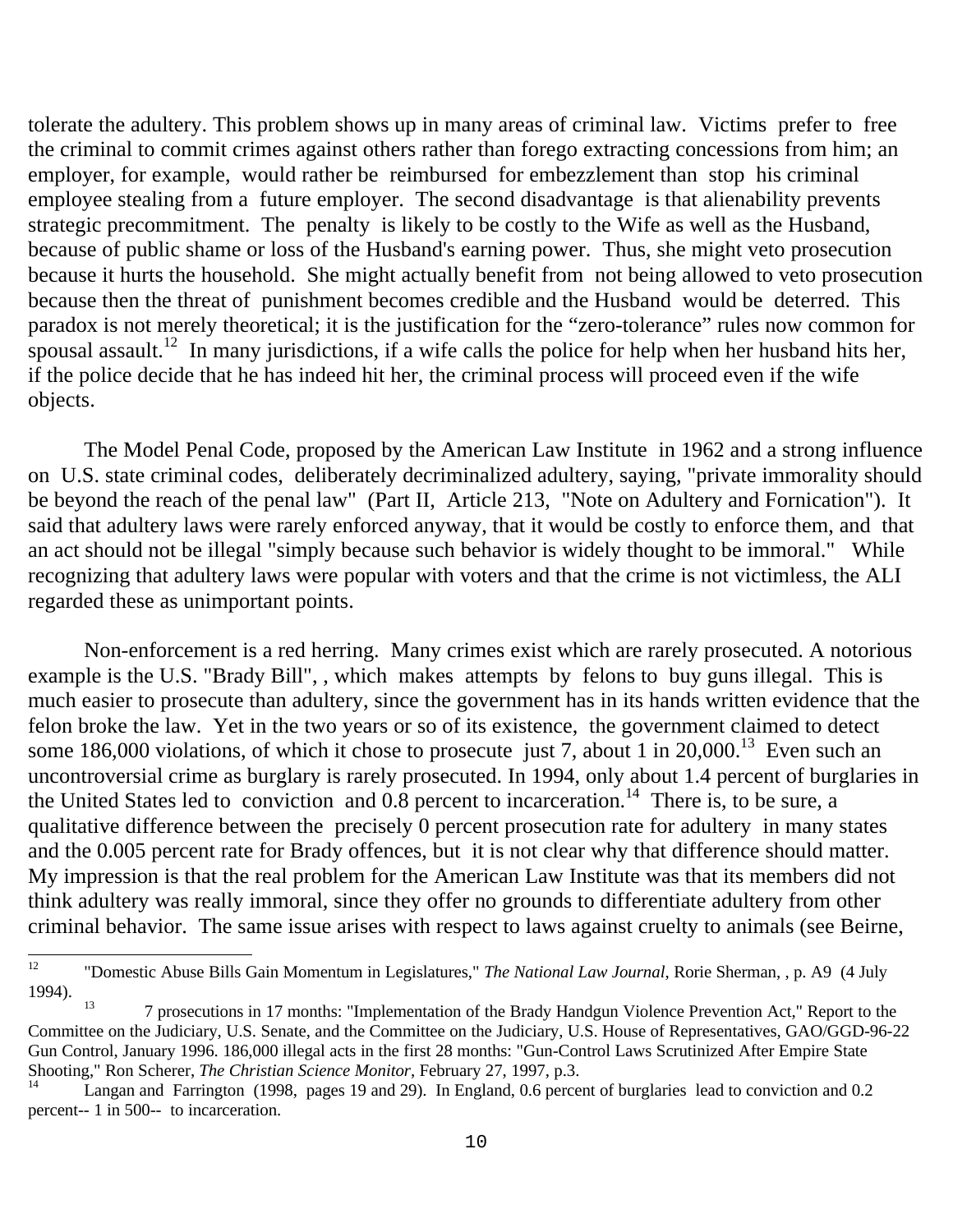tolerate the adultery. This problem shows up in many areas of criminal law. Victims prefer to free the criminal to commit crimes against others rather than forego extracting concessions from him; an employer, for example, would rather be reimbursed for embezzlement than stop his criminal employee stealing from a future employer. The second disadvantage is that alienability prevents strategic precommitment. The penalty is likely to be costly to the Wife as well as the Husband, because of public shame or loss of the Husband's earning power. Thus, she might veto prosecution because it hurts the household. She might actually benefit from not being allowed to veto prosecution because then the threat of punishment becomes credible and the Husband would be deterred. This paradox is not merely theoretical; it is the justification for the "zero-tolerance" rules now common for spousal assault.[12] In many jurisdictions, if a wife calls the police for help when her husband hits her, if the police decide that he has indeed hit her, the criminal process will proceed even if the wife objects.

The Model Penal Code, proposed by the American Law Institute in 1962 and a strong influence on U.S. state criminal codes, deliberately decriminalized adultery, saying, "private immorality should be beyond the reach of the penal law" (Part II, Article 213, "Note on Adultery and Fornication"). It said that adultery laws were rarely enforced anyway, that it would be costly to enforce them, and that an act should not be illegal "simply because such behavior is widely thought to be immoral." While recognizing that adultery laws were popular with voters and that the crime is not victimless, the ALI regarded these as unimportant points.

Non-enforcement is a red herring. Many crimes exist which are rarely prosecuted. A notorious example is the U.S. "Brady Bill", , which makes attempts by felons to buy guns illegal. This is much easier to prosecute than adultery, since the government has in its hands written evidence that the felon broke the law. Yet in the two years or so of its existence, the government claimed to detect some 186,000 violations, of which it chose to prosecute just 7, about 1 in 20,000.[13] Even such an uncontroversial crime as burglary is rarely prosecuted. In 1994, only about 1.4 percent of burglaries in the United States led to conviction and 0.8 percent to incarceration.[14] There is, to be sure, a qualitative difference between the precisely 0 percent prosecution rate for adultery in many states and the 0.005 percent rate for Brady offences, but it is not clear why that difference should matter. My impression is that the real problem for the American Law Institute was that its members did not think adultery was really immoral, since they offer no grounds to differentiate adultery from other criminal behavior. The same issue arises with respect to laws against cruelty to animals (see Beirne,

---

[12] "Domestic Abuse Bills Gain Momentum in Legislatures," *The National Law Journal*, Rorie Sherman, , p. A9 (4 July 1994).

[13] 7 prosecutions in 17 months: "Implementation of the Brady Handgun Violence Prevention Act," Report to the Committee on the Judiciary, U.S. Senate, and the Committee on the Judiciary, U.S. House of Representatives, GAO/GGD-96-22 Gun Control, January 1996. 186,000 illegal acts in the first 28 months: "Gun-Control Laws Scrutinized After Empire State Shooting," Ron Scherer, *The Christian Science Monitor*, February 27, 1997, p.3.

[14] Langan and Farrington (1998, pages 19 and 29). In England, 0.6 percent of burglaries lead to conviction and 0.2 percent-- 1 in 500-- to incarceration.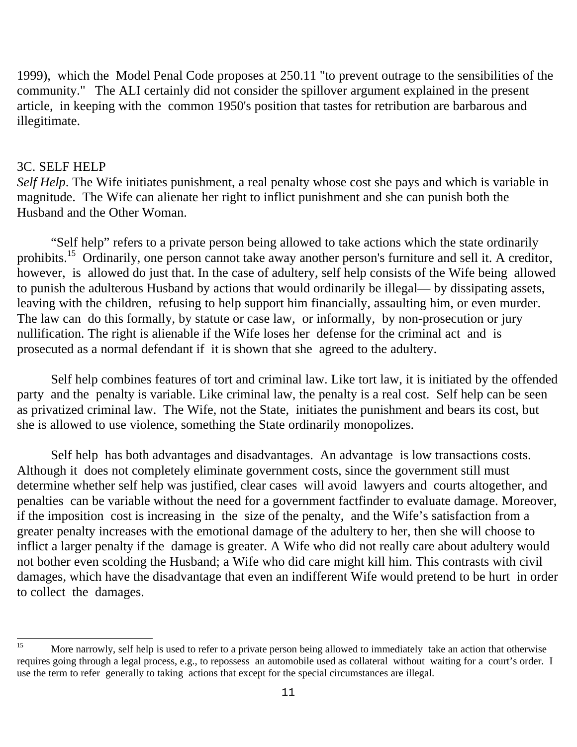1999), which the Model Penal Code proposes at 250.11 "to prevent outrage to the sensibilities of the community." The ALI certainly did not consider the spillover argument explained in the present article, in keeping with the common 1950's position that tastes for retribution are barbarous and illegitimate.

### 3C. SELF HELP

*Self Help*. The Wife initiates punishment, a real penalty whose cost she pays and which is variable in magnitude. The Wife can alienate her right to inflict punishment and she can punish both the Husband and the Other Woman.

"Self help" refers to a private person being allowed to take actions which the state ordinarily prohibits.[15] Ordinarily, one person cannot take away another person's furniture and sell it. A creditor, however, is allowed do just that. In the case of adultery, self help consists of the Wife being allowed to punish the adulterous Husband by actions that would ordinarily be illegal— by dissipating assets, leaving with the children, refusing to help support him financially, assaulting him, or even murder. The law can do this formally, by statute or case law, or informally, by non-prosecution or jury nullification. The right is alienable if the Wife loses her defense for the criminal act and is prosecuted as a normal defendant if it is shown that she agreed to the adultery.

Self help combines features of tort and criminal law. Like tort law, it is initiated by the offended party and the penalty is variable. Like criminal law, the penalty is a real cost. Self help can be seen as privatized criminal law. The Wife, not the State, initiates the punishment and bears its cost, but she is allowed to use violence, something the State ordinarily monopolizes.

Self help has both advantages and disadvantages. An advantage is low transactions costs. Although it does not completely eliminate government costs, since the government still must determine whether self help was justified, clear cases will avoid lawyers and courts altogether, and penalties can be variable without the need for a government factfinder to evaluate damage. Moreover, if the imposition cost is increasing in the size of the penalty, and the Wife's satisfaction from a greater penalty increases with the emotional damage of the adultery to her, then she will choose to inflict a larger penalty if the damage is greater. A Wife who did not really care about adultery would not bother even scolding the Husband; a Wife who did care might kill him. This contrasts with civil damages, which have the disadvantage that even an indifferent Wife would pretend to be hurt in order to collect the damages.

---

[15] More narrowly, self help is used to refer to a private person being allowed to immediately take an action that otherwise requires going through a legal process, e.g., to repossess an automobile used as collateral without waiting for a court's order. I use the term to refer generally to taking actions that except for the special circumstances are illegal.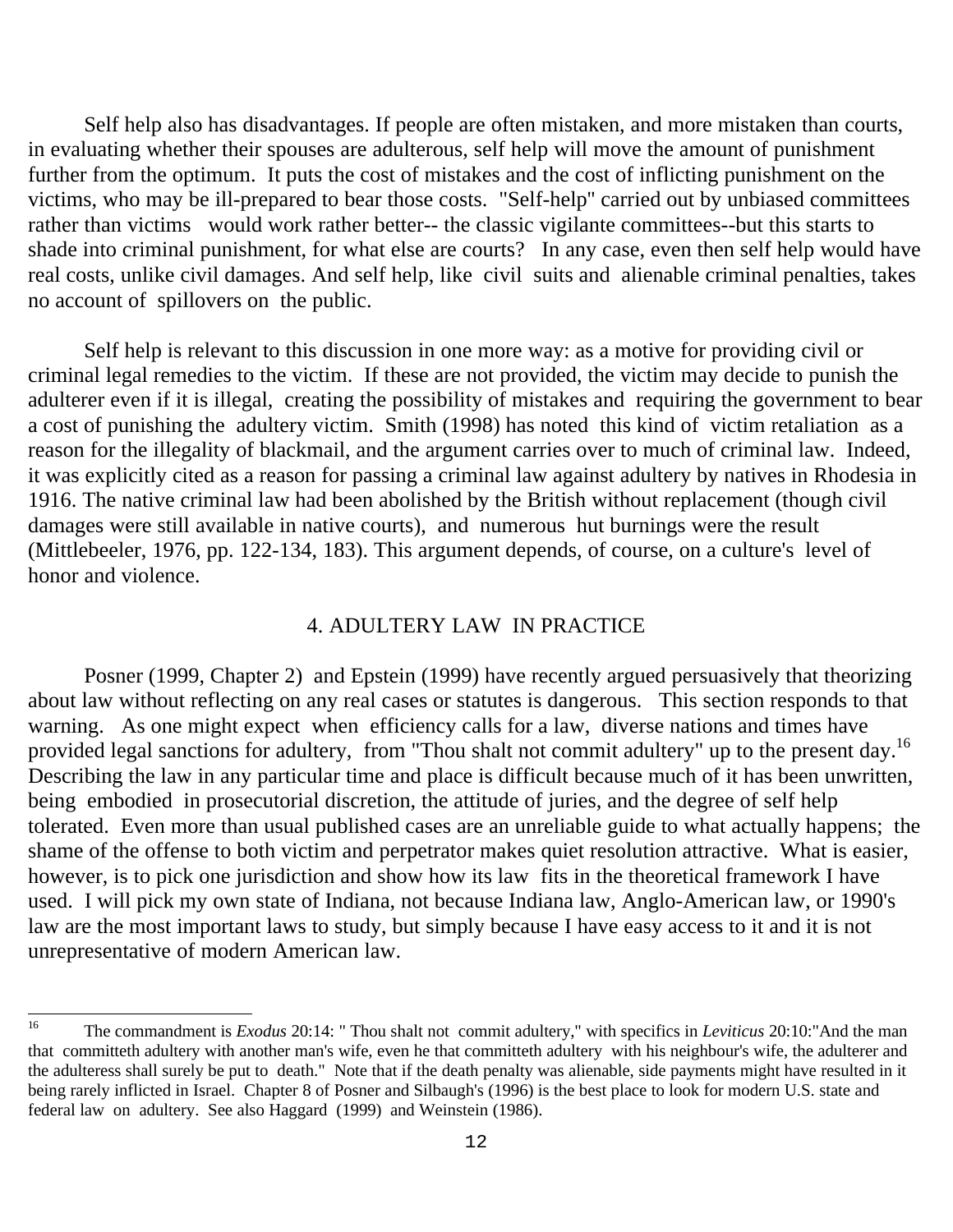Self help also has disadvantages. If people are often mistaken, and more mistaken than courts, in evaluating whether their spouses are adulterous, self help will move the amount of punishment further from the optimum. It puts the cost of mistakes and the cost of inflicting punishment on the victims, who may be ill-prepared to bear those costs. "Self-help" carried out by unbiased committees rather than victims would work rather better-- the classic vigilante committees--but this starts to shade into criminal punishment, for what else are courts? In any case, even then self help would have real costs, unlike civil damages. And self help, like civil suits and alienable criminal penalties, takes no account of spillovers on the public.

Self help is relevant to this discussion in one more way: as a motive for providing civil or criminal legal remedies to the victim. If these are not provided, the victim may decide to punish the adulterer even if it is illegal, creating the possibility of mistakes and requiring the government to bear a cost of punishing the adultery victim. Smith (1998) has noted this kind of victim retaliation as a reason for the illegality of blackmail, and the argument carries over to much of criminal law. Indeed, it was explicitly cited as a reason for passing a criminal law against adultery by natives in Rhodesia in 1916. The native criminal law had been abolished by the British without replacement (though civil damages were still available in native courts), and numerous hut burnings were the result (Mittlebeeler, 1976, pp. 122-134, 183). This argument depends, of course, on a culture's level of honor and violence.

## 4. ADULTERY LAW IN PRACTICE

Posner (1999, Chapter 2) and Epstein (1999) have recently argued persuasively that theorizing about law without reflecting on any real cases or statutes is dangerous. This section responds to that warning. As one might expect when efficiency calls for a law, diverse nations and times have provided legal sanctions for adultery, from "Thou shalt not commit adultery" up to the present day.[16] Describing the law in any particular time and place is difficult because much of it has been unwritten, being embodied in prosecutorial discretion, the attitude of juries, and the degree of self help tolerated. Even more than usual published cases are an unreliable guide to what actually happens; the shame of the offense to both victim and perpetrator makes quiet resolution attractive. What is easier, however, is to pick one jurisdiction and show how its law fits in the theoretical framework I have used. I will pick my own state of Indiana, not because Indiana law, Anglo-American law, or 1990's law are the most important laws to study, but simply because I have easy access to it and it is not unrepresentative of modern American law.

---

[16] The commandment is *Exodus* 20:14: " Thou shalt not commit adultery," with specifics in *Leviticus* 20:10:"And the man that committeth adultery with another man's wife, even he that committeth adultery with his neighbour's wife, the adulterer and the adulteress shall surely be put to death." Note that if the death penalty was alienable, side payments might have resulted in it being rarely inflicted in Israel. Chapter 8 of Posner and Silbaugh's (1996) is the best place to look for modern U.S. state and federal law on adultery. See also Haggard (1999) and Weinstein (1986).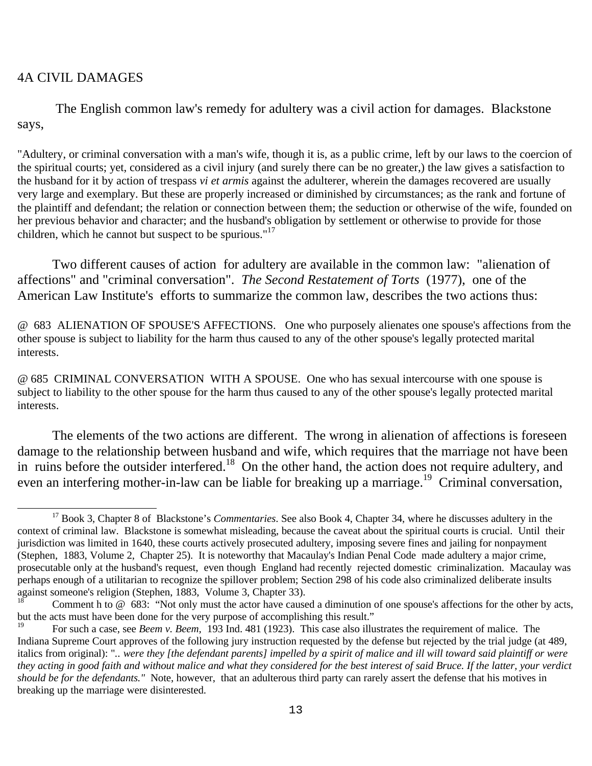## 4A CIVIL DAMAGES

The English common law's remedy for adultery was a civil action for damages. Blackstone says,

> "Adultery, or criminal conversation with a man's wife, though it is, as a public crime, left by our laws to the coercion of the spiritual courts; yet, considered as a civil injury (and surely there can be no greater,) the law gives a satisfaction to the husband for it by action of trespass *vi et armis* against the adulterer, wherein the damages recovered are usually very large and exemplary. But these are properly increased or diminished by circumstances; as the rank and fortune of the plaintiff and defendant; the relation or connection between them; the seduction or otherwise of the wife, founded on her previous behavior and character; and the husband's obligation by settlement or otherwise to provide for those children, which he cannot but suspect to be spurious."[17]

Two different causes of action for adultery are available in the common law: "alienation of affections" and "criminal conversation". *The Second Restatement of Torts* (1977), one of the American Law Institute's efforts to summarize the common law, describes the two actions thus:

> @ 683 ALIENATION OF SPOUSE'S AFFECTIONS. One who purposely alienates one spouse's affections from the other spouse is subject to liability for the harm thus caused to any of the other spouse's legally protected marital interests.

> @ 685 CRIMINAL CONVERSATION WITH A SPOUSE. One who has sexual intercourse with one spouse is subject to liability to the other spouse for the harm thus caused to any of the other spouse's legally protected marital interests.

The elements of the two actions are different. The wrong in alienation of affections is foreseen damage to the relationship between husband and wife, which requires that the marriage not have been in ruins before the outsider interfered.[18] On the other hand, the action does not require adultery, and even an interfering mother-in-law can be liable for breaking up a marriage.[19] Criminal conversation,

---

[17] Book 3, Chapter 8 of Blackstone's *Commentaries*. See also Book 4, Chapter 34, where he discusses adultery in the context of criminal law. Blackstone is somewhat misleading, because the caveat about the spiritual courts is crucial. Until their jurisdiction was limited in 1640, these courts actively prosecuted adultery, imposing severe fines and jailing for nonpayment (Stephen, 1883, Volume 2, Chapter 25). It is noteworthy that Macaulay's Indian Penal Code made adultery a major crime, prosecutable only at the husband's request, even though England had recently rejected domestic criminalization. Macaulay was perhaps enough of a utilitarian to recognize the spillover problem; Section 298 of his code also criminalized deliberate insults against someone's religion (Stephen, 1883, Volume 3, Chapter 33).

[18] Comment h to @ 683: "Not only must the actor have caused a diminution of one spouse's affections for the other by acts, but the acts must have been done for the very purpose of accomplishing this result."

[19] For such a case, see *Beem v. Beem*, 193 Ind. 481 (1923). This case also illustrates the requirement of malice. The Indiana Supreme Court approves of the following jury instruction requested by the defense but rejected by the trial judge (at 489, italics from original): ".. *were they [the defendant parents] impelled by a spirit of malice and ill will toward said plaintiff or were they acting in good faith and without malice and what they considered for the best interest of said Bruce. If the latter, your verdict should be for the defendants."* Note, however, that an adulterous third party can rarely assert the defense that his motives in breaking up the marriage were disinterested.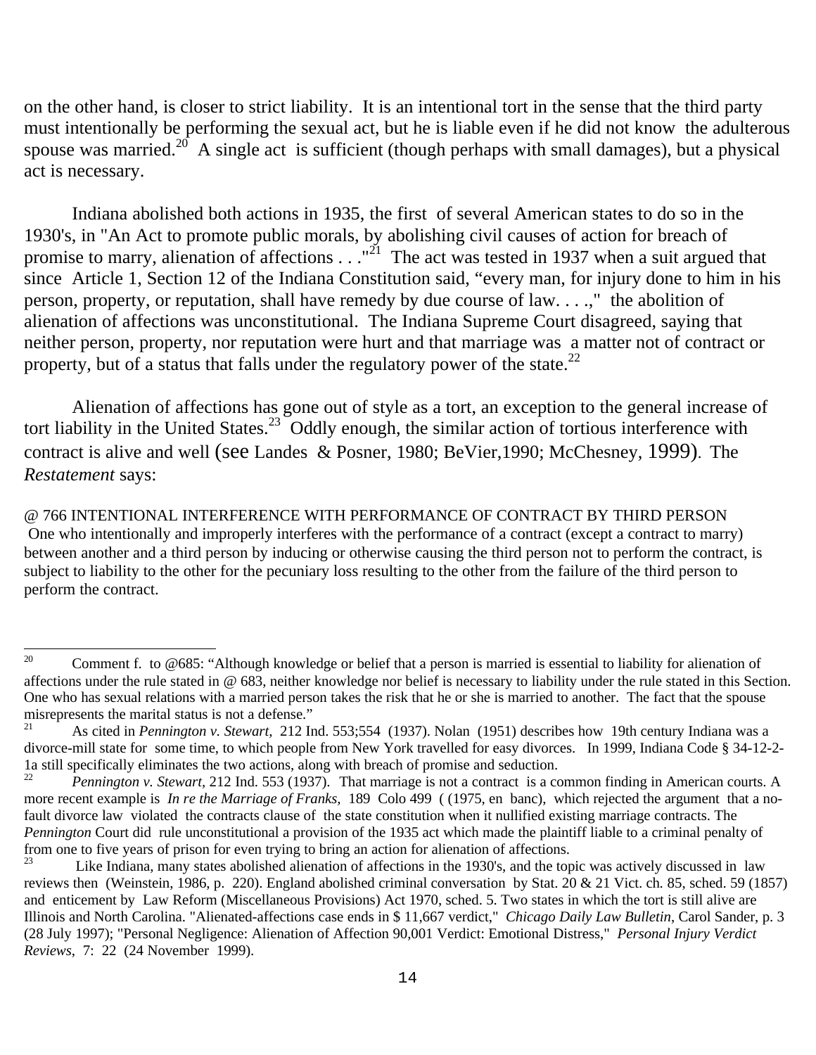on the other hand, is closer to strict liability. It is an intentional tort in the sense that the third party must intentionally be performing the sexual act, but he is liable even if he did not know the adulterous spouse was married.[20] A single act is sufficient (though perhaps with small damages), but a physical act is necessary.

Indiana abolished both actions in 1935, the first of several American states to do so in the 1930's, in "An Act to promote public morals, by abolishing civil causes of action for breach of promise to marry, alienation of affections . . ."[21] The act was tested in 1937 when a suit argued that since Article 1, Section 12 of the Indiana Constitution said, "every man, for injury done to him in his person, property, or reputation, shall have remedy by due course of law. . . .," the abolition of alienation of affections was unconstitutional. The Indiana Supreme Court disagreed, saying that neither person, property, nor reputation were hurt and that marriage was a matter not of contract or property, but of a status that falls under the regulatory power of the state.[22]

Alienation of affections has gone out of style as a tort, an exception to the general increase of tort liability in the United States.[23] Oddly enough, the similar action of tortious interference with contract is alive and well (see Landes & Posner, 1980; BeVier,1990; McChesney, 1999). The *Restatement* says:

@ 766 INTENTIONAL INTERFERENCE WITH PERFORMANCE OF CONTRACT BY THIRD PERSON
One who intentionally and improperly interferes with the performance of a contract (except a contract to marry) between another and a third person by inducing or otherwise causing the third person not to perform the contract, is subject to liability to the other for the pecuniary loss resulting to the other from the failure of the third person to perform the contract.

---

[20] Comment f. to @685: "Although knowledge or belief that a person is married is essential to liability for alienation of affections under the rule stated in @ 683, neither knowledge nor belief is necessary to liability under the rule stated in this Section. One who has sexual relations with a married person takes the risk that he or she is married to another. The fact that the spouse misrepresents the marital status is not a defense."

[21] As cited in *Pennington v. Stewart,* 212 Ind. 553;554 (1937). Nolan (1951) describes how 19th century Indiana was a divorce-mill state for some time, to which people from New York travelled for easy divorces. In 1999, Indiana Code § 34-12-2-1a still specifically eliminates the two actions, along with breach of promise and seduction.

[22] *Pennington v. Stewart,* 212 Ind. 553 (1937). That marriage is not a contract is a common finding in American courts. A more recent example is *In re the Marriage of Franks,* 189 Colo 499 ( (1975, en banc), which rejected the argument that a no-fault divorce law violated the contracts clause of the state constitution when it nullified existing marriage contracts. The *Pennington* Court did rule unconstitutional a provision of the 1935 act which made the plaintiff liable to a criminal penalty of from one to five years of prison for even trying to bring an action for alienation of affections.

[23] Like Indiana, many states abolished alienation of affections in the 1930's, and the topic was actively discussed in law reviews then (Weinstein, 1986, p. 220). England abolished criminal conversation by Stat. 20 & 21 Vict. ch. 85, sched. 59 (1857) and enticement by Law Reform (Miscellaneous Provisions) Act 1970, sched. 5. Two states in which the tort is still alive are Illinois and North Carolina. "Alienated-affections case ends in $ 11,667 verdict," *Chicago Daily Law Bulletin*, Carol Sander, p. 3 (28 July 1997); "Personal Negligence: Alienation of Affection 90,001 Verdict: Emotional Distress," *Personal Injury Verdict Reviews*, 7: 22 (24 November 1999).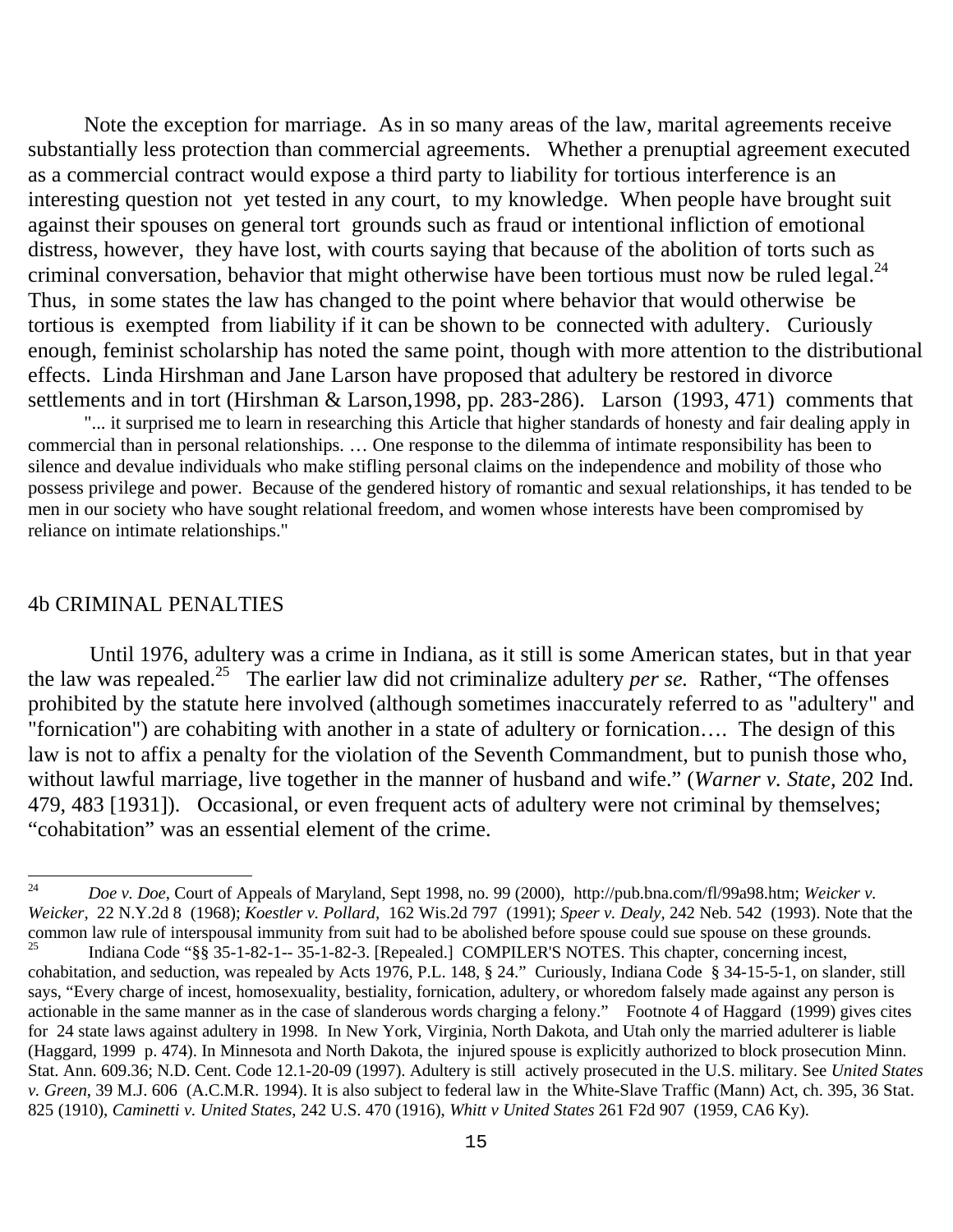Note the exception for marriage. As in so many areas of the law, marital agreements receive substantially less protection than commercial agreements. Whether a prenuptial agreement executed as a commercial contract would expose a third party to liability for tortious interference is an interesting question not yet tested in any court, to my knowledge. When people have brought suit against their spouses on general tort grounds such as fraud or intentional infliction of emotional distress, however, they have lost, with courts saying that because of the abolition of torts such as criminal conversation, behavior that might otherwise have been tortious must now be ruled legal.[24] Thus, in some states the law has changed to the point where behavior that would otherwise be tortious is exempted from liability if it can be shown to be connected with adultery. Curiously enough, feminist scholarship has noted the same point, though with more attention to the distributional effects. Linda Hirshman and Jane Larson have proposed that adultery be restored in divorce settlements and in tort (Hirshman & Larson,1998, pp. 283-286). Larson (1993, 471) comments that

> "... it surprised me to learn in researching this Article that higher standards of honesty and fair dealing apply in commercial than in personal relationships. … One response to the dilemma of intimate responsibility has been to silence and devalue individuals who make stifling personal claims on the independence and mobility of those who possess privilege and power. Because of the gendered history of romantic and sexual relationships, it has tended to be men in our society who have sought relational freedom, and women whose interests have been compromised by reliance on intimate relationships."

## 4b CRIMINAL PENALTIES

Until 1976, adultery was a crime in Indiana, as it still is some American states, but in that year the law was repealed.[25] The earlier law did not criminalize adultery *per se.* Rather, "The offenses prohibited by the statute here involved (although sometimes inaccurately referred to as "adultery" and "fornication") are cohabiting with another in a state of adultery or fornication…. The design of this law is not to affix a penalty for the violation of the Seventh Commandment, but to punish those who, without lawful marriage, live together in the manner of husband and wife." (*Warner v. State,* 202 Ind. 479, 483 [1931]). Occasional, or even frequent acts of adultery were not criminal by themselves; "cohabitation" was an essential element of the crime.

---

[24] *Doe v. Doe*, Court of Appeals of Maryland, Sept 1998, no. 99 (2000), http://pub.bna.com/fl/99a98.htm; *Weicker v. Weicker*, 22 N.Y.2d 8 (1968); *Koestler v. Pollard*, 162 Wis.2d 797 (1991); *Speer v. Dealy*, 242 Neb. 542 (1993). Note that the common law rule of interspousal immunity from suit had to be abolished before spouse could sue spouse on these grounds.

[25] Indiana Code "§§ 35-1-82-1-- 35-1-82-3. [Repealed.] COMPILER'S NOTES. This chapter, concerning incest, cohabitation, and seduction, was repealed by Acts 1976, P.L. 148, § 24." Curiously, Indiana Code § 34-15-5-1, on slander, still says, "Every charge of incest, homosexuality, bestiality, fornication, adultery, or whoredom falsely made against any person is actionable in the same manner as in the case of slanderous words charging a felony." Footnote 4 of Haggard (1999) gives cites for 24 state laws against adultery in 1998. In New York, Virginia, North Dakota, and Utah only the married adulterer is liable (Haggard, 1999 p. 474). In Minnesota and North Dakota, the injured spouse is explicitly authorized to block prosecution Minn. Stat. Ann. 609.36; N.D. Cent. Code 12.1-20-09 (1997). Adultery is still actively prosecuted in the U.S. military. See *United States v. Green*, 39 M.J. 606 (A.C.M.R. 1994). It is also subject to federal law in the White-Slave Traffic (Mann) Act, ch. 395, 36 Stat. 825 (1910), *Caminetti v. United States,* 242 U.S. 470 (1916), *Whitt v United States* 261 F2d 907 (1959, CA6 Ky).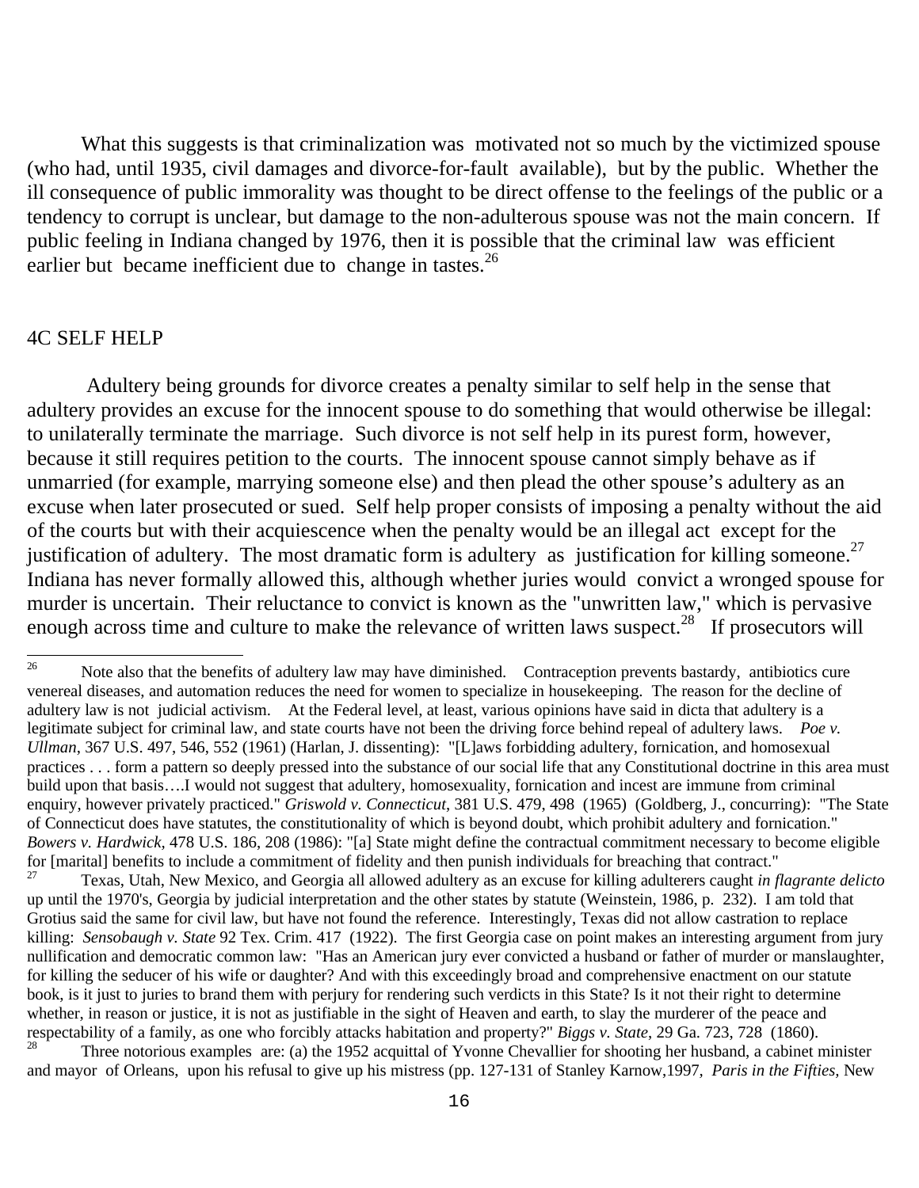What this suggests is that criminalization was motivated not so much by the victimized spouse (who had, until 1935, civil damages and divorce-for-fault available), but by the public. Whether the ill consequence of public immorality was thought to be direct offense to the feelings of the public or a tendency to corrupt is unclear, but damage to the non-adulterous spouse was not the main concern. If public feeling in Indiana changed by 1976, then it is possible that the criminal law was efficient earlier but became inefficient due to change in tastes.[26]

## 4C SELF HELP

Adultery being grounds for divorce creates a penalty similar to self help in the sense that adultery provides an excuse for the innocent spouse to do something that would otherwise be illegal: to unilaterally terminate the marriage. Such divorce is not self help in its purest form, however, because it still requires petition to the courts. The innocent spouse cannot simply behave as if unmarried (for example, marrying someone else) and then plead the other spouse's adultery as an excuse when later prosecuted or sued. Self help proper consists of imposing a penalty without the aid of the courts but with their acquiescence when the penalty would be an illegal act except for the justification of adultery. The most dramatic form is adultery as justification for killing someone.[27] Indiana has never formally allowed this, although whether juries would convict a wronged spouse for murder is uncertain. Their reluctance to convict is known as the "unwritten law," which is pervasive enough across time and culture to make the relevance of written laws suspect.[28] If prosecutors will

---

[26] Note also that the benefits of adultery law may have diminished. Contraception prevents bastardy, antibiotics cure venereal diseases, and automation reduces the need for women to specialize in housekeeping. The reason for the decline of adultery law is not judicial activism. At the Federal level, at least, various opinions have said in dicta that adultery is a legitimate subject for criminal law, and state courts have not been the driving force behind repeal of adultery laws. *Poe v. Ullman*, 367 U.S. 497, 546, 552 (1961) (Harlan, J. dissenting): "[L]aws forbidding adultery, fornication, and homosexual practices . . . form a pattern so deeply pressed into the substance of our social life that any Constitutional doctrine in this area must build upon that basis….I would not suggest that adultery, homosexuality, fornication and incest are immune from criminal enquiry, however privately practiced." *Griswold v. Connecticut*, 381 U.S. 479, 498 (1965) (Goldberg, J., concurring): "The State of Connecticut does have statutes, the constitutionality of which is beyond doubt, which prohibit adultery and fornication." *Bowers v. Hardwick*, 478 U.S. 186, 208 (1986): "[a] State might define the contractual commitment necessary to become eligible for [marital] benefits to include a commitment of fidelity and then punish individuals for breaching that contract."

[27] Texas, Utah, New Mexico, and Georgia all allowed adultery as an excuse for killing adulterers caught *in flagrante delicto* up until the 1970's, Georgia by judicial interpretation and the other states by statute (Weinstein, 1986, p. 232). I am told that Grotius said the same for civil law, but have not found the reference. Interestingly, Texas did not allow castration to replace killing: *Sensobaugh v. State* 92 Tex. Crim. 417 (1922). The first Georgia case on point makes an interesting argument from jury nullification and democratic common law: "Has an American jury ever convicted a husband or father of murder or manslaughter, for killing the seducer of his wife or daughter? And with this exceedingly broad and comprehensive enactment on our statute book, is it just to juries to brand them with perjury for rendering such verdicts in this State? Is it not their right to determine whether, in reason or justice, it is not as justifiable in the sight of Heaven and earth, to slay the murderer of the peace and respectability of a family, as one who forcibly attacks habitation and property?" *Biggs v. State*, 29 Ga. 723, 728 (1860).

[28] Three notorious examples are: (a) the 1952 acquittal of Yvonne Chevallier for shooting her husband, a cabinet minister and mayor of Orleans, upon his refusal to give up his mistress (pp. 127-131 of Stanley Karnow,1997, *Paris in the Fifties,* New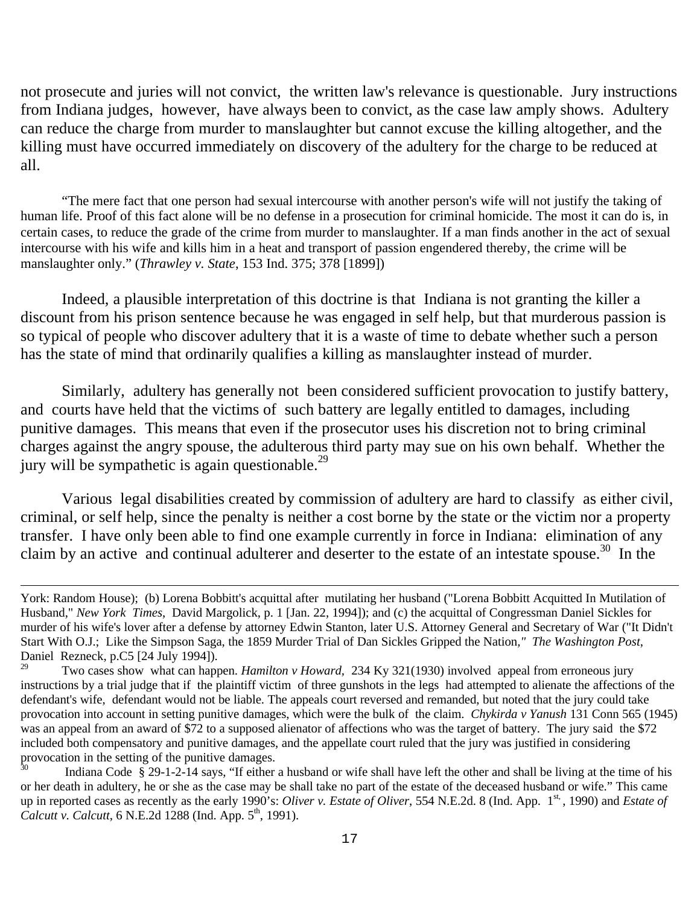not prosecute and juries will not convict, the written law's relevance is questionable. Jury instructions from Indiana judges, however, have always been to convict, as the case law amply shows. Adultery can reduce the charge from murder to manslaughter but cannot excuse the killing altogether, and the killing must have occurred immediately on discovery of the adultery for the charge to be reduced at all.

> "The mere fact that one person had sexual intercourse with another person's wife will not justify the taking of human life. Proof of this fact alone will be no defense in a prosecution for criminal homicide. The most it can do is, in certain cases, to reduce the grade of the crime from murder to manslaughter. If a man finds another in the act of sexual intercourse with his wife and kills him in a heat and transport of passion engendered thereby, the crime will be manslaughter only." (*Thrawley v. State*, 153 Ind. 375; 378 [1899])

Indeed, a plausible interpretation of this doctrine is that Indiana is not granting the killer a discount from his prison sentence because he was engaged in self help, but that murderous passion is so typical of people who discover adultery that it is a waste of time to debate whether such a person has the state of mind that ordinarily qualifies a killing as manslaughter instead of murder.

Similarly, adultery has generally not been considered sufficient provocation to justify battery, and courts have held that the victims of such battery are legally entitled to damages, including punitive damages. This means that even if the prosecutor uses his discretion not to bring criminal charges against the angry spouse, the adulterous third party may sue on his own behalf. Whether the jury will be sympathetic is again questionable.[29]

Various legal disabilities created by commission of adultery are hard to classify as either civil, criminal, or self help, since the penalty is neither a cost borne by the state or the victim nor a property transfer. I have only been able to find one example currently in force in Indiana: elimination of any claim by an active and continual adulterer and deserter to the estate of an intestate spouse.[30] In the

---

York: Random House); (b) Lorena Bobbitt's acquittal after mutilating her husband ("Lorena Bobbitt Acquitted In Mutilation of Husband," *New York Times*, David Margolick, p. 1 [Jan. 22, 1994]); and (c) the acquittal of Congressman Daniel Sickles for murder of his wife's lover after a defense by attorney Edwin Stanton, later U.S. Attorney General and Secretary of War ("It Didn't Start With O.J.; Like the Simpson Saga, the 1859 Murder Trial of Dan Sickles Gripped the Nation," *The Washington Post*, Daniel Rezneck, p.C5 [24 July 1994]).

[29] Two cases show what can happen. *Hamilton v Howard,* 234 Ky 321(1930) involved appeal from erroneous jury instructions by a trial judge that if the plaintiff victim of three gunshots in the legs had attempted to alienate the affections of the defendant's wife, defendant would not be liable. The appeals court reversed and remanded, but noted that the jury could take provocation into account in setting punitive damages, which were the bulk of the claim. *Chykirda v Yanush* 131 Conn 565 (1945) was an appeal from an award of $72 to a supposed alienator of affections who was the target of battery. The jury said the $72 included both compensatory and punitive damages, and the appellate court ruled that the jury was justified in considering provocation in the setting of the punitive damages.

[30] Indiana Code § 29-1-2-14 says, "If either a husband or wife shall have left the other and shall be living at the time of his or her death in adultery, he or she as the case may be shall take no part of the estate of the deceased husband or wife." This came up in reported cases as recently as the early 1990's: *Oliver v. Estate of Oliver*, 554 N.E.2d. 8 (Ind. App. 1st, 1990) and *Estate of Calcutt v. Calcutt*, 6 N.E.2d 1288 (Ind. App. 5th, 1991).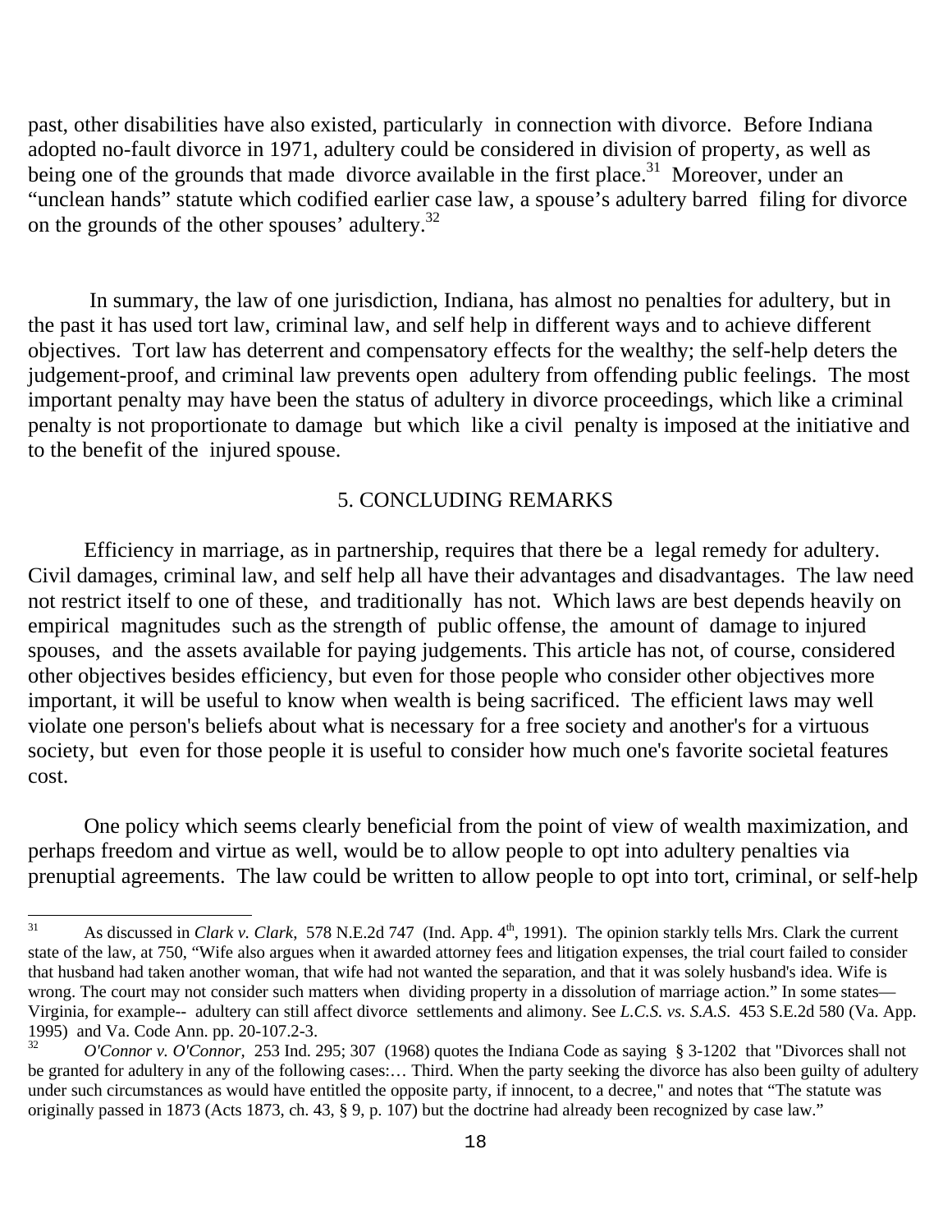past, other disabilities have also existed, particularly in connection with divorce. Before Indiana adopted no-fault divorce in 1971, adultery could be considered in division of property, as well as being one of the grounds that made divorce available in the first place.[31] Moreover, under an "unclean hands" statute which codified earlier case law, a spouse's adultery barred filing for divorce on the grounds of the other spouses' adultery.[32]

In summary, the law of one jurisdiction, Indiana, has almost no penalties for adultery, but in the past it has used tort law, criminal law, and self help in different ways and to achieve different objectives. Tort law has deterrent and compensatory effects for the wealthy; the self-help deters the judgement-proof, and criminal law prevents open adultery from offending public feelings. The most important penalty may have been the status of adultery in divorce proceedings, which like a criminal penalty is not proportionate to damage but which like a civil penalty is imposed at the initiative and to the benefit of the injured spouse.

## 5. CONCLUDING REMARKS

Efficiency in marriage, as in partnership, requires that there be a legal remedy for adultery. Civil damages, criminal law, and self help all have their advantages and disadvantages. The law need not restrict itself to one of these, and traditionally has not. Which laws are best depends heavily on empirical magnitudes such as the strength of public offense, the amount of damage to injured spouses, and the assets available for paying judgements. This article has not, of course, considered other objectives besides efficiency, but even for those people who consider other objectives more important, it will be useful to know when wealth is being sacrificed. The efficient laws may well violate one person's beliefs about what is necessary for a free society and another's for a virtuous society, but even for those people it is useful to consider how much one's favorite societal features cost.

One policy which seems clearly beneficial from the point of view of wealth maximization, and perhaps freedom and virtue as well, would be to allow people to opt into adultery penalties via prenuptial agreements. The law could be written to allow people to opt into tort, criminal, or self-help

---

[31] As discussed in *Clark v. Clark,* 578 N.E.2d 747 (Ind. App. 4th, 1991). The opinion starkly tells Mrs. Clark the current state of the law, at 750, "Wife also argues when it awarded attorney fees and litigation expenses, the trial court failed to consider that husband had taken another woman, that wife had not wanted the separation, and that it was solely husband's idea. Wife is wrong. The court may not consider such matters when dividing property in a dissolution of marriage action." In some states—Virginia, for example-- adultery can still affect divorce settlements and alimony. See *L.C.S. vs. S.A.S*. 453 S.E.2d 580 (Va. App. 1995) and Va. Code Ann. pp. 20-107.2-3.

[32] *O'Connor v. O'Connor,* 253 Ind. 295; 307 (1968) quotes the Indiana Code as saying § 3-1202 that "Divorces shall not be granted for adultery in any of the following cases:… Third. When the party seeking the divorce has also been guilty of adultery under such circumstances as would have entitled the opposite party, if innocent, to a decree," and notes that "The statute was originally passed in 1873 (Acts 1873, ch. 43, § 9, p. 107) but the doctrine had already been recognized by case law."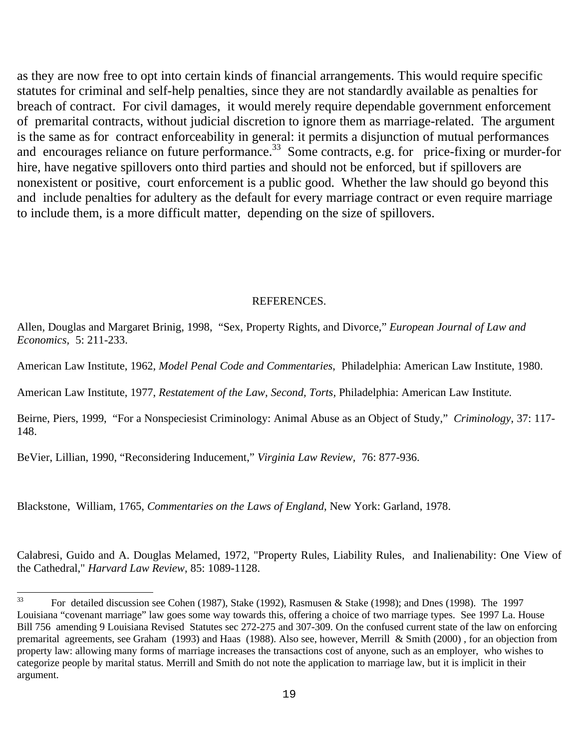as they are now free to opt into certain kinds of financial arrangements. This would require specific statutes for criminal and self-help penalties, since they are not standardly available as penalties for breach of contract. For civil damages, it would merely require dependable government enforcement of premarital contracts, without judicial discretion to ignore them as marriage-related. The argument is the same as for contract enforceability in general: it permits a disjunction of mutual performances and encourages reliance on future performance.[33] Some contracts, e.g. for price-fixing or murder-for hire, have negative spillovers onto third parties and should not be enforced, but if spillovers are nonexistent or positive, court enforcement is a public good. Whether the law should go beyond this and include penalties for adultery as the default for every marriage contract or even require marriage to include them, is a more difficult matter, depending on the size of spillovers.

## REFERENCES.

Allen, Douglas and Margaret Brinig, 1998, "Sex, Property Rights, and Divorce," *European Journal of Law and Economics*, 5: 211-233.

American Law Institute, 1962, *Model Penal Code and Commentaries*, Philadelphia: American Law Institute, 1980.

American Law Institute, 1977, *Restatement of the Law, Second, Torts,* Philadelphia: American Law Institute.

Beirne, Piers, 1999, "For a Nonspeciesist Criminology: Animal Abuse as an Object of Study," *Criminology*, 37: 117-148.

BeVier, Lillian, 1990, "Reconsidering Inducement," *Virginia Law Review,* 76: 877-936.

Blackstone, William, 1765, *Commentaries on the Laws of England*, New York: Garland, 1978.

Calabresi, Guido and A. Douglas Melamed, 1972, "Property Rules, Liability Rules, and Inalienability: One View of the Cathedral," *Harvard Law Review*, 85: 1089-1128.

---

[33] For detailed discussion see Cohen (1987), Stake (1992), Rasmusen & Stake (1998); and Dnes (1998). The 1997 Louisiana "covenant marriage" law goes some way towards this, offering a choice of two marriage types. See 1997 La. House Bill 756 amending 9 Louisiana Revised Statutes sec 272-275 and 307-309. On the confused current state of the law on enforcing premarital agreements, see Graham (1993) and Haas (1988). Also see, however, Merrill & Smith (2000) , for an objection from property law: allowing many forms of marriage increases the transactions cost of anyone, such as an employer, who wishes to categorize people by marital status. Merrill and Smith do not note the application to marriage law, but it is implicit in their argument.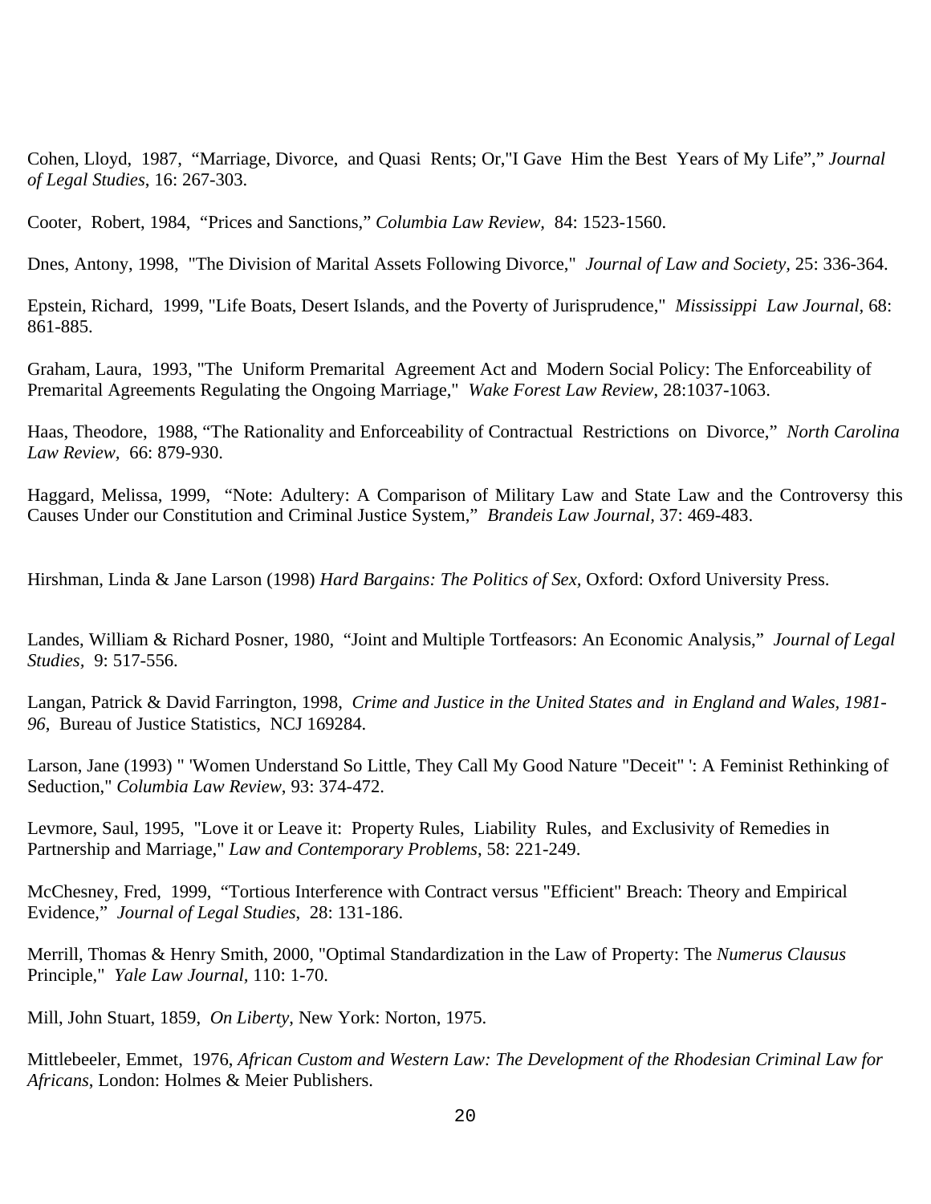Cohen, Lloyd, 1987, "Marriage, Divorce, and Quasi Rents; Or,"I Gave Him the Best Years of My Life"," *Journal of Legal Studies*, 16: 267-303.

Cooter, Robert, 1984, "Prices and Sanctions," *Columbia Law Review*, 84: 1523-1560.

Dnes, Antony, 1998, "The Division of Marital Assets Following Divorce," *Journal of Law and Society*, 25: 336-364.

Epstein, Richard, 1999, "Life Boats, Desert Islands, and the Poverty of Jurisprudence," *Mississippi Law Journal*, 68: 861-885.

Graham, Laura, 1993, "The Uniform Premarital Agreement Act and Modern Social Policy: The Enforceability of Premarital Agreements Regulating the Ongoing Marriage," *Wake Forest Law Review*, 28:1037-1063.

Haas, Theodore, 1988, "The Rationality and Enforceability of Contractual Restrictions on Divorce," *North Carolina Law Review*, 66: 879-930.

Haggard, Melissa, 1999, "Note: Adultery: A Comparison of Military Law and State Law and the Controversy this Causes Under our Constitution and Criminal Justice System," *Brandeis Law Journal*, 37: 469-483.

Hirshman, Linda & Jane Larson (1998) *Hard Bargains: The Politics of Sex,* Oxford: Oxford University Press.

Landes, William & Richard Posner, 1980, "Joint and Multiple Tortfeasors: An Economic Analysis," *Journal of Legal Studies*, 9: 517-556.

Langan, Patrick & David Farrington, 1998, *Crime and Justice in the United States and in England and Wales, 1981-96*, Bureau of Justice Statistics, NCJ 169284.

Larson, Jane (1993) " 'Women Understand So Little, They Call My Good Nature "Deceit" ': A Feminist Rethinking of Seduction," *Columbia Law Review*, 93: 374-472.

Levmore, Saul, 1995, "Love it or Leave it: Property Rules, Liability Rules, and Exclusivity of Remedies in Partnership and Marriage," *Law and Contemporary Problems*, 58: 221-249.

McChesney, Fred, 1999, "Tortious Interference with Contract versus "Efficient" Breach: Theory and Empirical Evidence," *Journal of Legal Studies*, 28: 131-186.

Merrill, Thomas & Henry Smith, 2000, "Optimal Standardization in the Law of Property: The *Numerus Clausus* Principle," *Yale Law Journal*, 110: 1-70.

Mill, John Stuart, 1859, *On Liberty*, New York: Norton, 1975.

Mittlebeeler, Emmet, 1976, *African Custom and Western Law: The Development of the Rhodesian Criminal Law for Africans*, London: Holmes & Meier Publishers.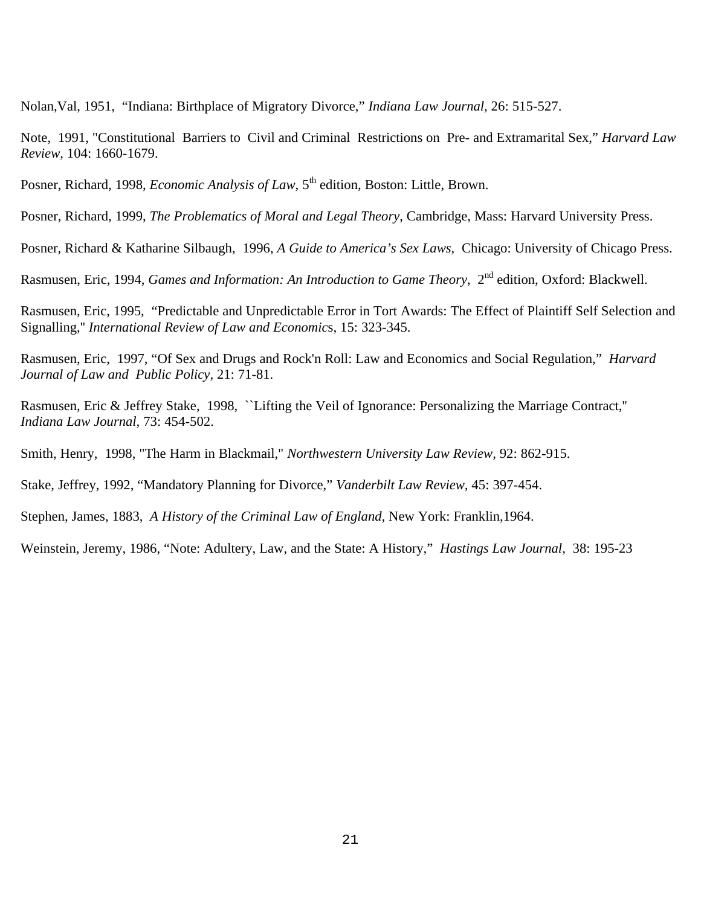Nolan,Val, 1951, "Indiana: Birthplace of Migratory Divorce," *Indiana Law Journal,* 26: 515-527.

Note, 1991, "Constitutional Barriers to Civil and Criminal Restrictions on Pre- and Extramarital Sex," *Harvard Law Review,* 104: 1660-1679.

Posner, Richard, 1998, *Economic Analysis of Law*, 5th edition, Boston: Little, Brown.

Posner, Richard, 1999, *The Problematics of Moral and Legal Theory*, Cambridge, Mass: Harvard University Press.

Posner, Richard & Katharine Silbaugh, 1996, *A Guide to America's Sex Laws*, Chicago: University of Chicago Press.

Rasmusen, Eric, 1994, *Games and Information: An Introduction to Game Theory*, 2nd edition, Oxford: Blackwell.

Rasmusen, Eric, 1995, "Predictable and Unpredictable Error in Tort Awards: The Effect of Plaintiff Self Selection and Signalling," *International Review of Law and Economics*, 15: 323-345.

Rasmusen, Eric, 1997, "Of Sex and Drugs and Rock'n Roll: Law and Economics and Social Regulation," *Harvard Journal of Law and Public Policy,* 21: 71-81.

Rasmusen, Eric & Jeffrey Stake, 1998, ``Lifting the Veil of Ignorance: Personalizing the Marriage Contract," *Indiana Law Journal,* 73: 454-502.

Smith, Henry, 1998, "The Harm in Blackmail," *Northwestern University Law Review,* 92: 862-915.

Stake, Jeffrey, 1992, "Mandatory Planning for Divorce," *Vanderbilt Law Review,* 45: 397-454.

Stephen, James, 1883, *A History of the Criminal Law of England*, New York: Franklin,1964.

Weinstein, Jeremy, 1986, "Note: Adultery, Law, and the State: A History," *Hastings Law Journal,* 38: 195-23